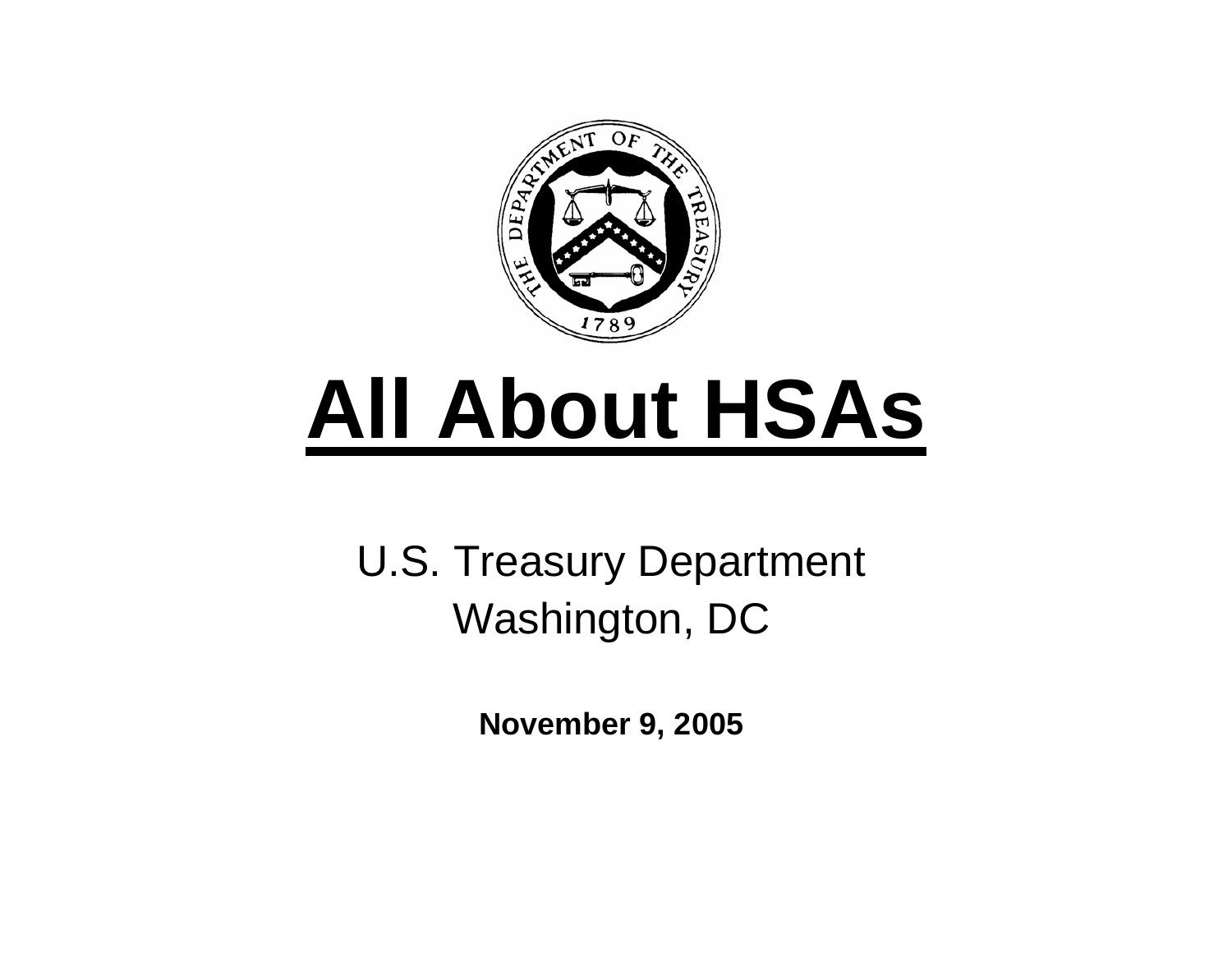# All About HSAs

U.S. Treasury Department
Washington, DC

**November 9, 2005**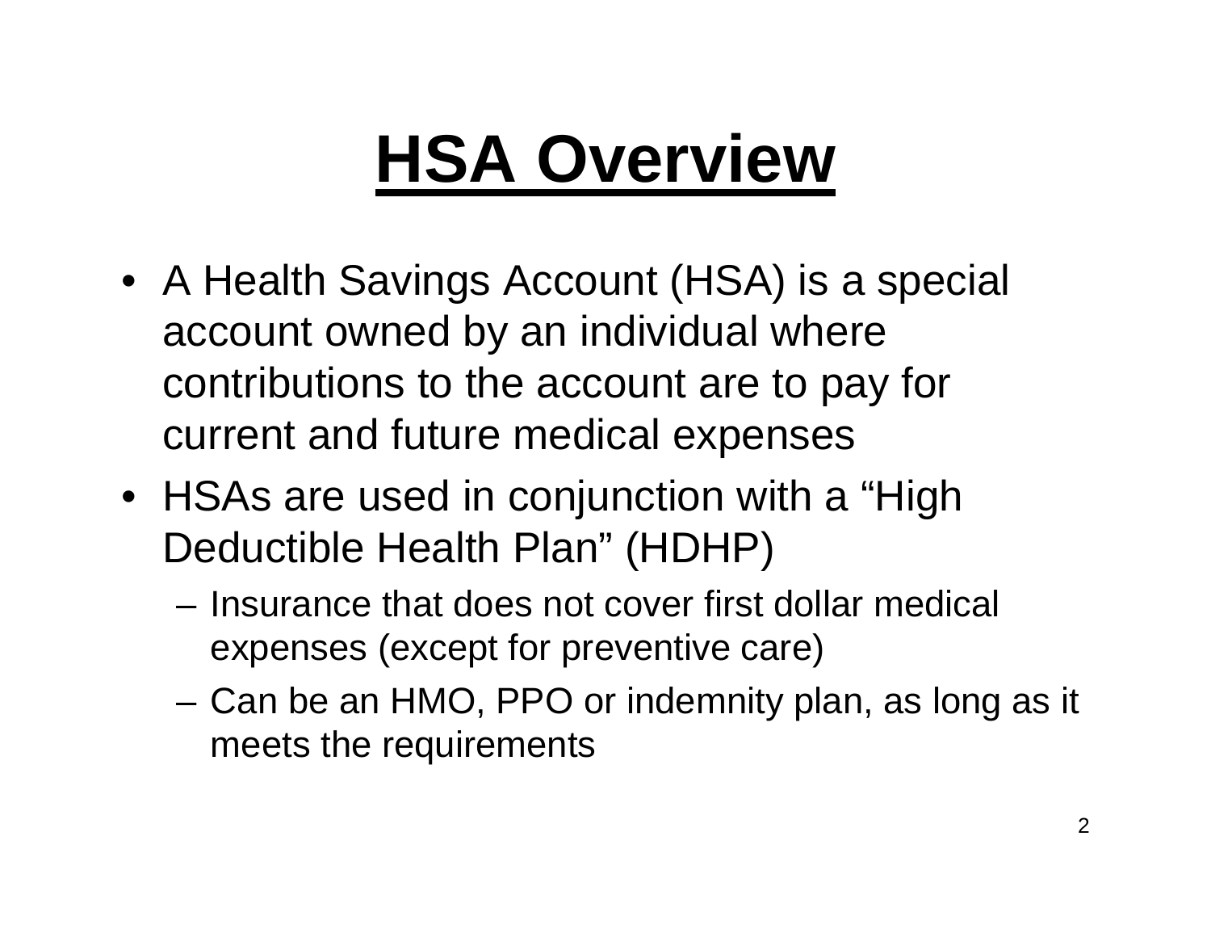# HSA Overview

- A Health Savings Account (HSA) is a special account owned by an individual where contributions to the account are to pay for current and future medical expenses
- HSAs are used in conjunction with a “High Deductible Health Plan” (HDHP)
  - Insurance that does not cover first dollar medical expenses (except for preventive care)
  - Can be an HMO, PPO or indemnity plan, as long as it meets the requirements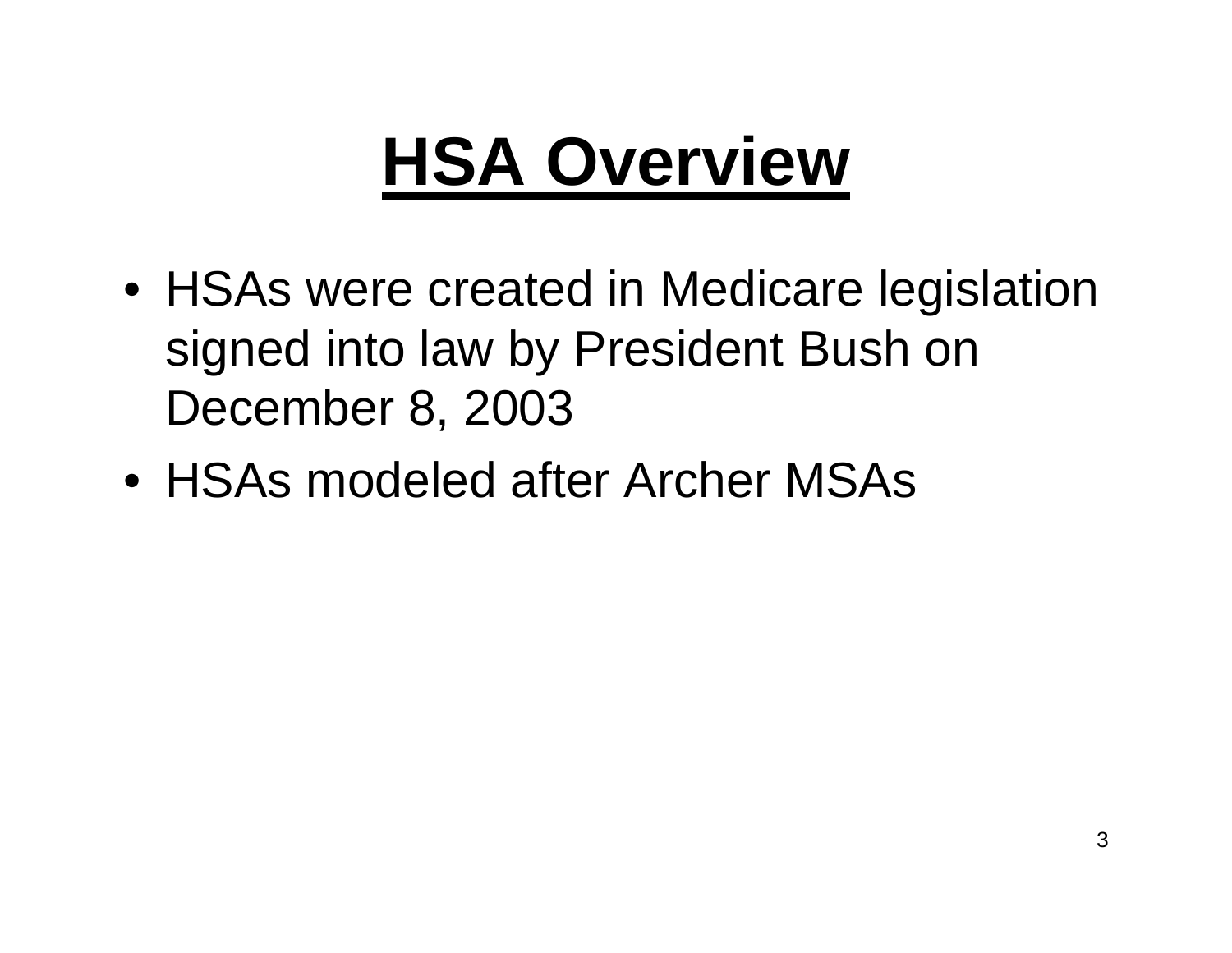# HSA Overview

- HSAs were created in Medicare legislation signed into law by President Bush on December 8, 2003
- HSAs modeled after Archer MSAs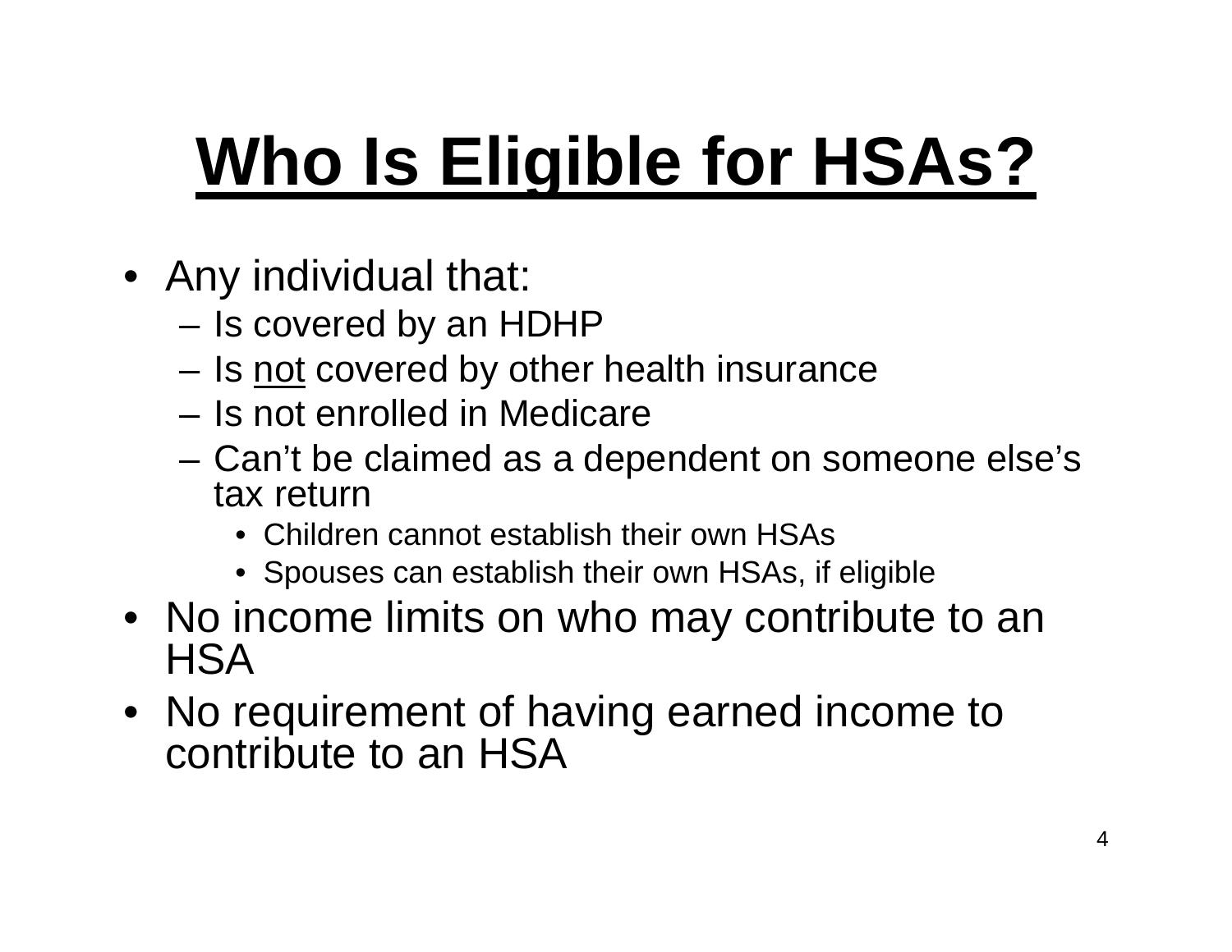# **Who Is Eligible for HSAs?**

- Any individual that:
  - Is covered by an HDHP
  - Is not covered by other health insurance
  - Is not enrolled in Medicare
  - Can't be claimed as a dependent on someone else's tax return
    - Children cannot establish their own HSAs
    - Spouses can establish their own HSAs, if eligible
- No income limits on who may contribute to an HSA
- No requirement of having earned income to contribute to an HSA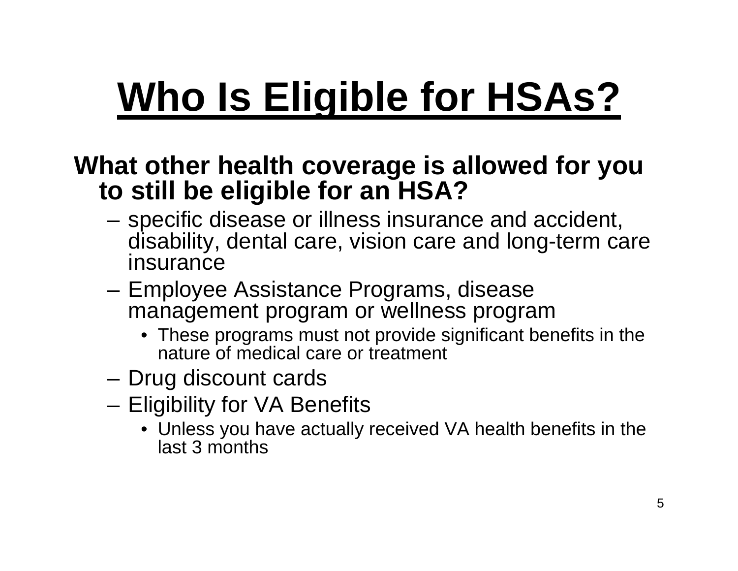# Who Is Eligible for HSAs?

**What other health coverage is allowed for you to still be eligible for an HSA?**

- specific disease or illness insurance and accident, disability, dental care, vision care and long-term care insurance
- Employee Assistance Programs, disease management program or wellness program
  - These programs must not provide significant benefits in the nature of medical care or treatment
- Drug discount cards
- Eligibility for VA Benefits
  - Unless you have actually received VA health benefits in the last 3 months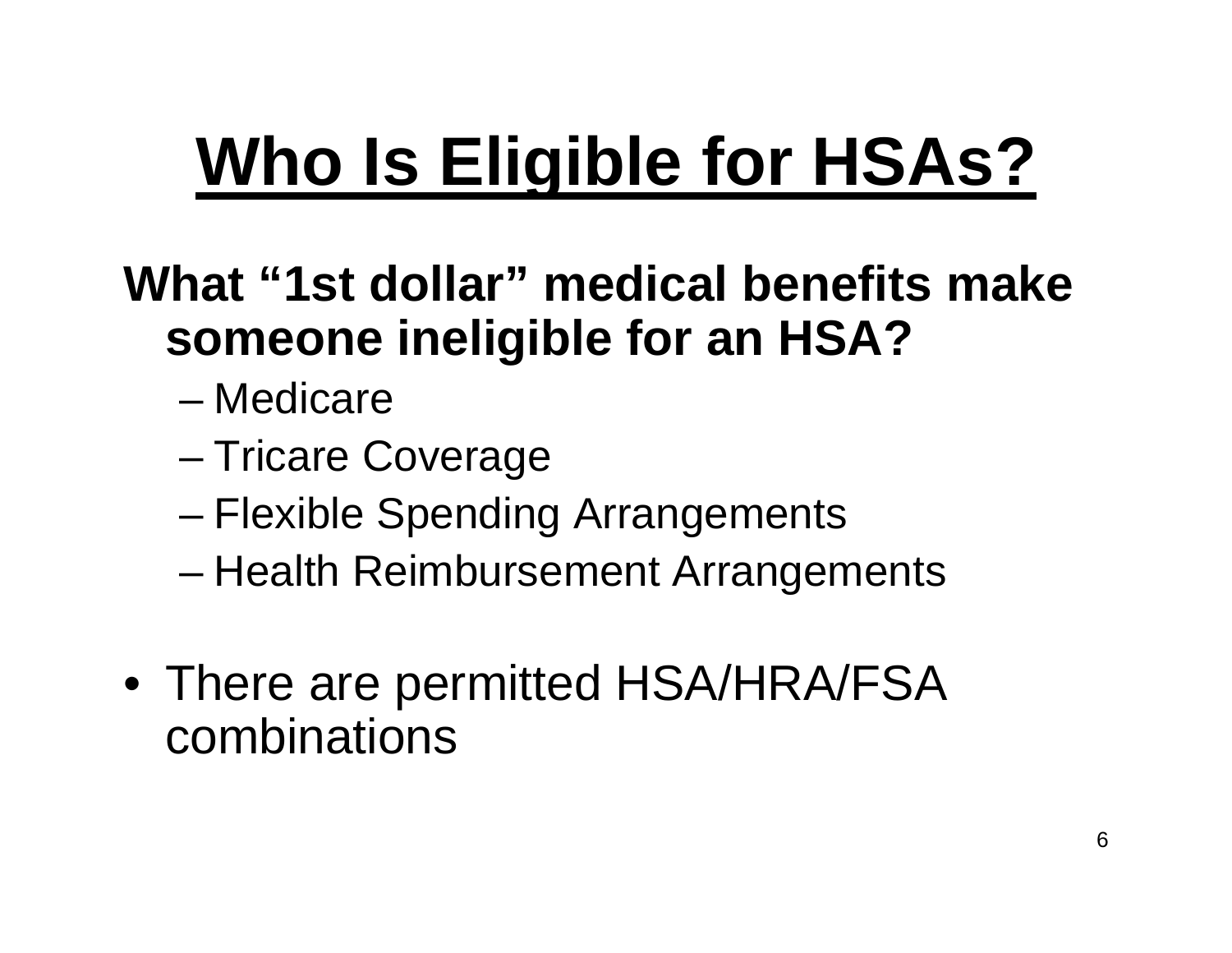# Who Is Eligible for HSAs?

**What "1st dollar" medical benefits make someone ineligible for an HSA?**

- Medicare
- Tricare Coverage
- Flexible Spending Arrangements
- Health Reimbursement Arrangements

- There are permitted HSA/HRA/FSA combinations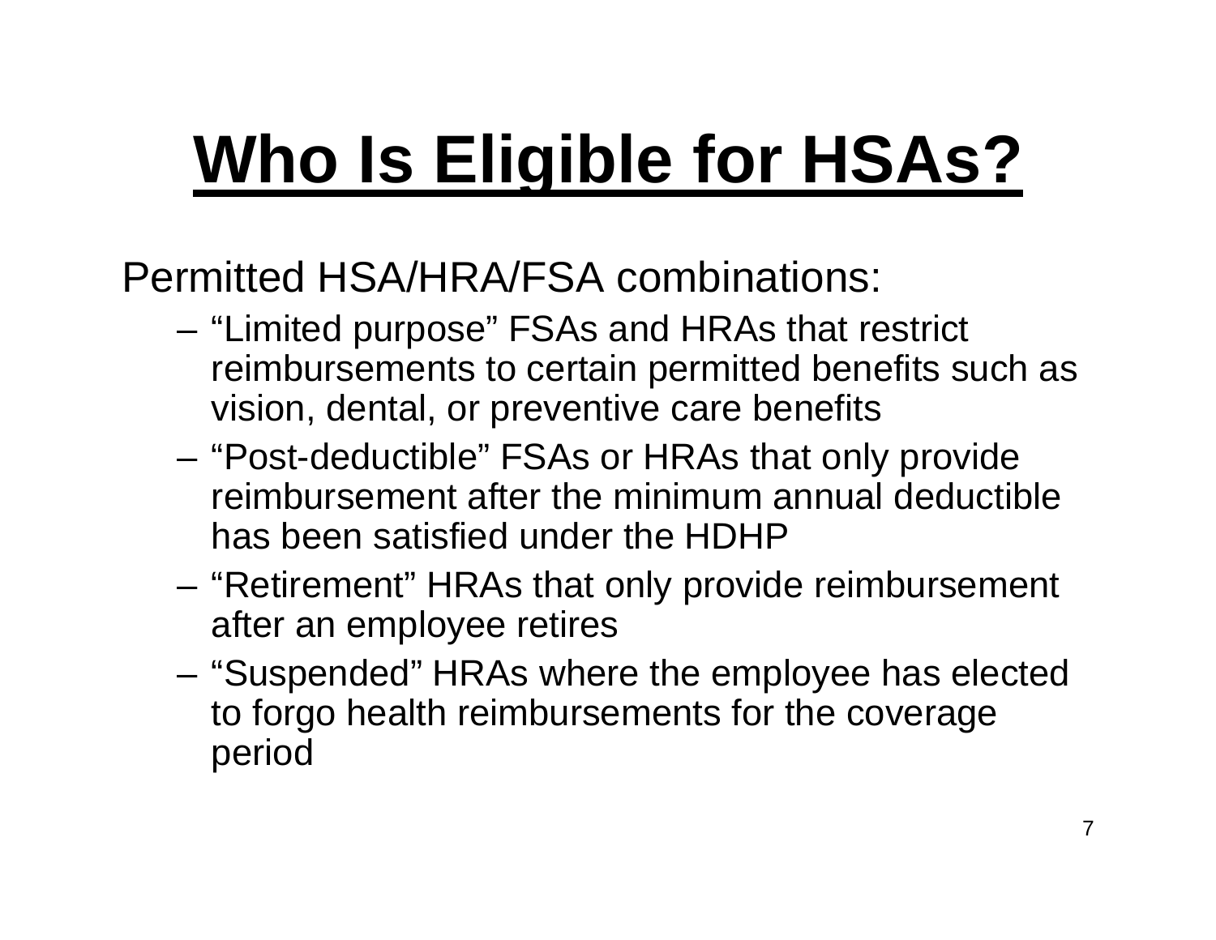# Who Is Eligible for HSAs?

Permitted HSA/HRA/FSA combinations:

- "Limited purpose" FSAs and HRAs that restrict reimbursements to certain permitted benefits such as vision, dental, or preventive care benefits
- "Post-deductible" FSAs or HRAs that only provide reimbursement after the minimum annual deductible has been satisfied under the HDHP
- "Retirement" HRAs that only provide reimbursement after an employee retires
- "Suspended" HRAs where the employee has elected to forgo health reimbursements for the coverage period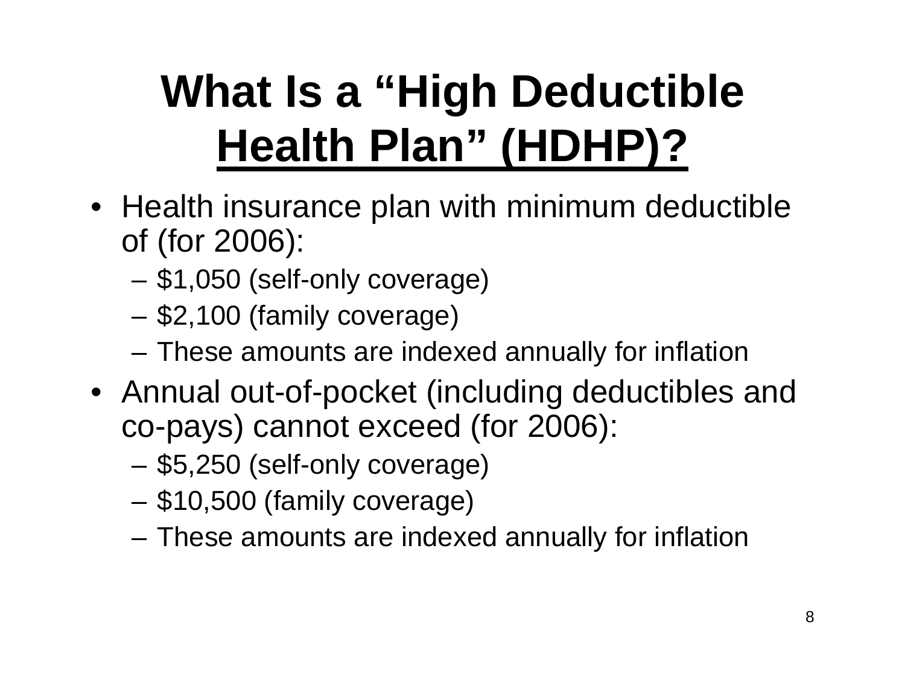# What Is a "High Deductible Health Plan" (HDHP)?

- Health insurance plan with minimum deductible of (for 2006):
  - $1,050 (self-only coverage)
  - $2,100 (family coverage)
  - These amounts are indexed annually for inflation
- Annual out-of-pocket (including deductibles and co-pays) cannot exceed (for 2006):
  - $5,250 (self-only coverage)
  - $10,500 (family coverage)
  - These amounts are indexed annually for inflation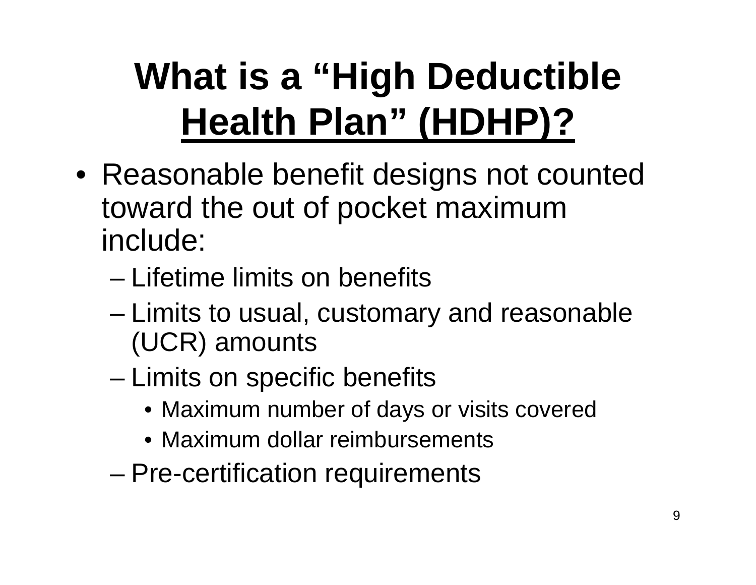# What is a "High Deductible Health Plan" (HDHP)?

- Reasonable benefit designs not counted toward the out of pocket maximum include:
  - Lifetime limits on benefits
  - Limits to usual, customary and reasonable (UCR) amounts
  - Limits on specific benefits
    - Maximum number of days or visits covered
    - Maximum dollar reimbursements
  - Pre-certification requirements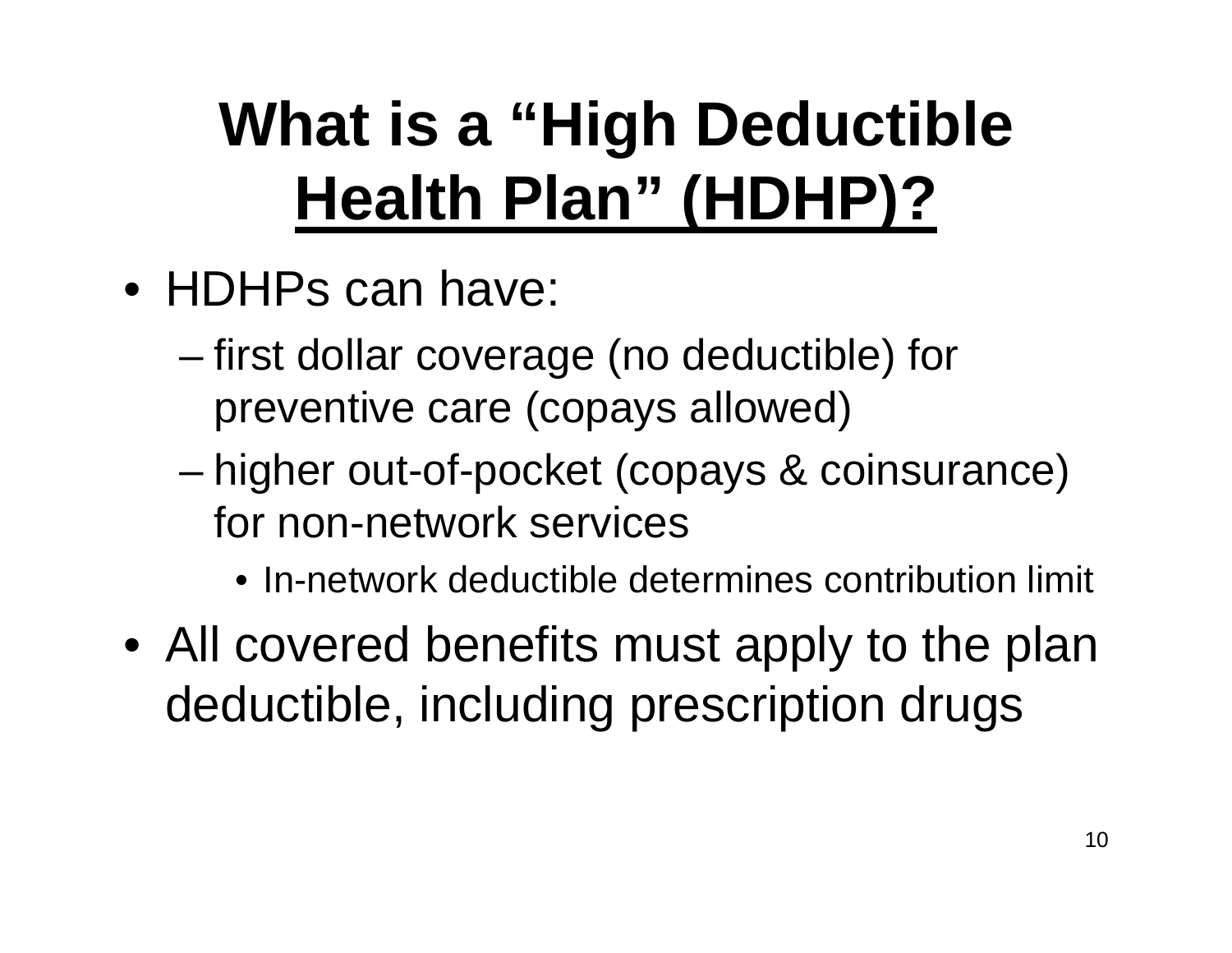# What is a "High Deductible Health Plan" (HDHP)?

- HDHPs can have:
  - first dollar coverage (no deductible) for preventive care (copays allowed)
  - higher out-of-pocket (copays & coinsurance) for non-network services
    - In-network deductible determines contribution limit
- All covered benefits must apply to the plan deductible, including prescription drugs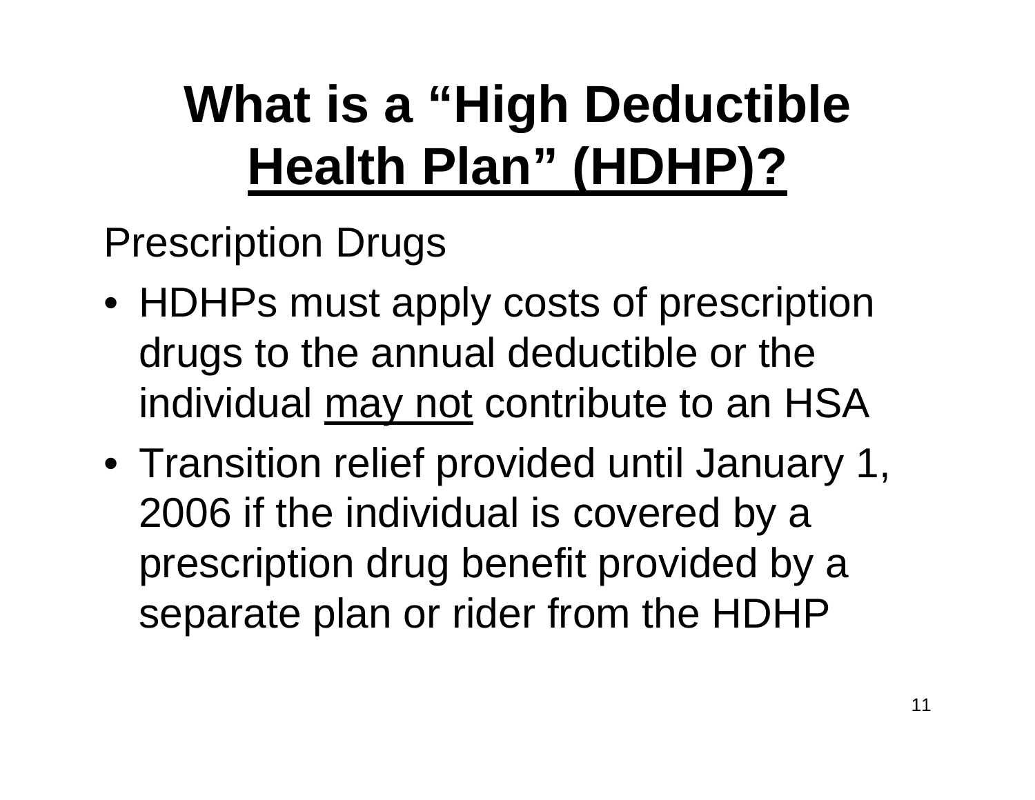# What is a "High Deductible Health Plan" (HDHP)?

Prescription Drugs

- HDHPs must apply costs of prescription drugs to the annual deductible or the individual may not contribute to an HSA
- Transition relief provided until January 1, 2006 if the individual is covered by a prescription drug benefit provided by a separate plan or rider from the HDHP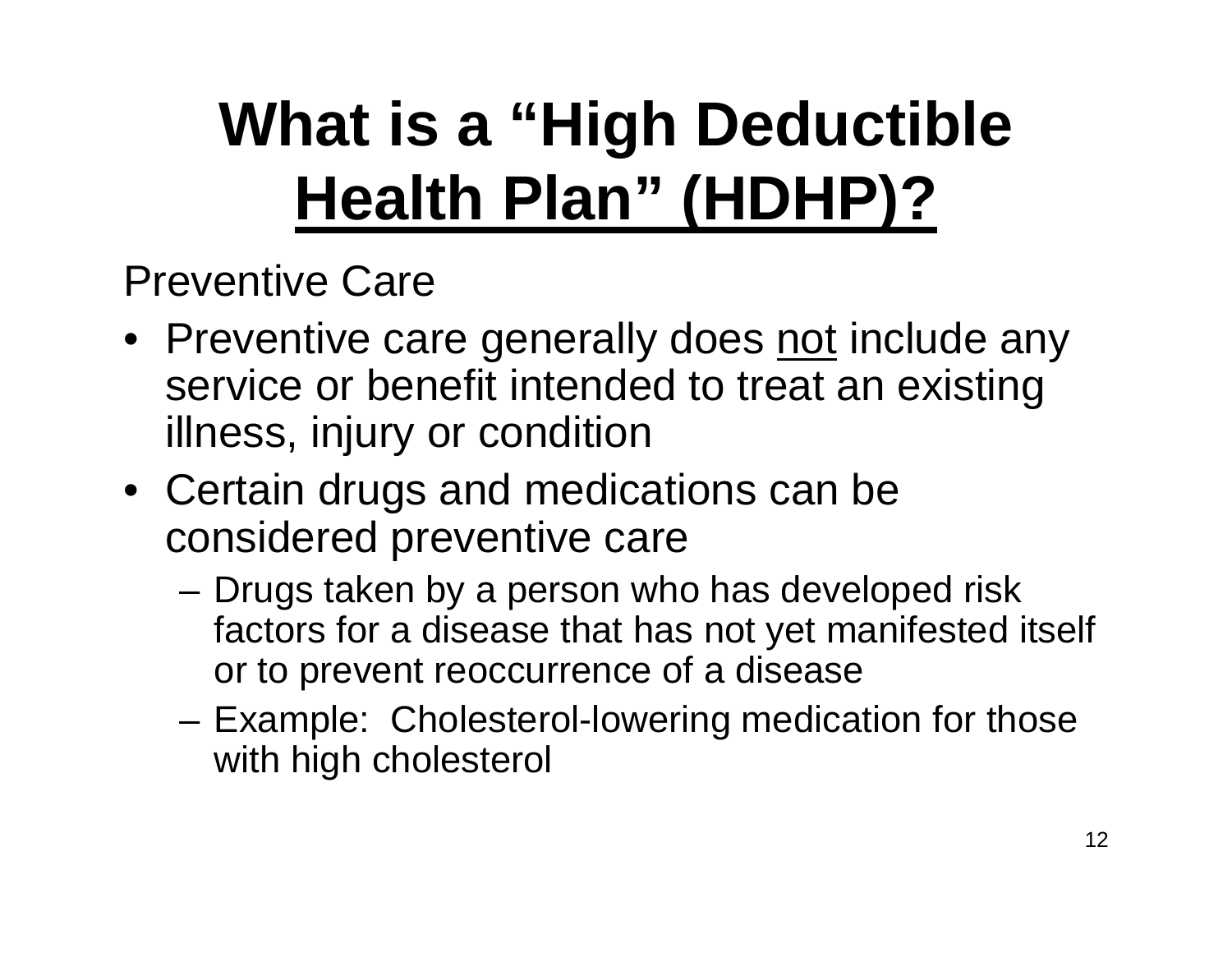# What is a "High Deductible Health Plan" (HDHP)?

Preventive Care

- Preventive care generally does not include any service or benefit intended to treat an existing illness, injury or condition
- Certain drugs and medications can be considered preventive care
  - Drugs taken by a person who has developed risk factors for a disease that has not yet manifested itself or to prevent reoccurrence of a disease
  - Example: Cholesterol-lowering medication for those with high cholesterol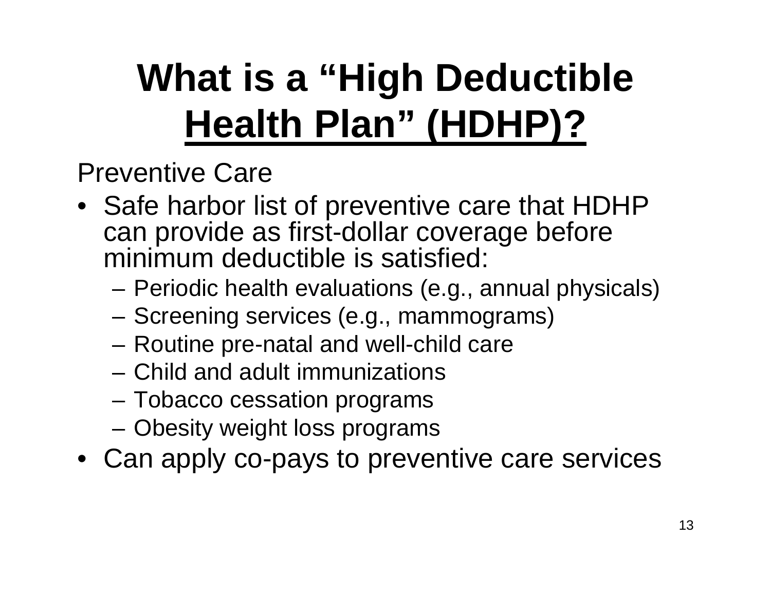# What is a "High Deductible Health Plan" (HDHP)?

Preventive Care

- Safe harbor list of preventive care that HDHP can provide as first-dollar coverage before minimum deductible is satisfied:
  - Periodic health evaluations (e.g., annual physicals)
  - Screening services (e.g., mammograms)
  - Routine pre-natal and well-child care
  - Child and adult immunizations
  - Tobacco cessation programs
  - Obesity weight loss programs
- Can apply co-pays to preventive care services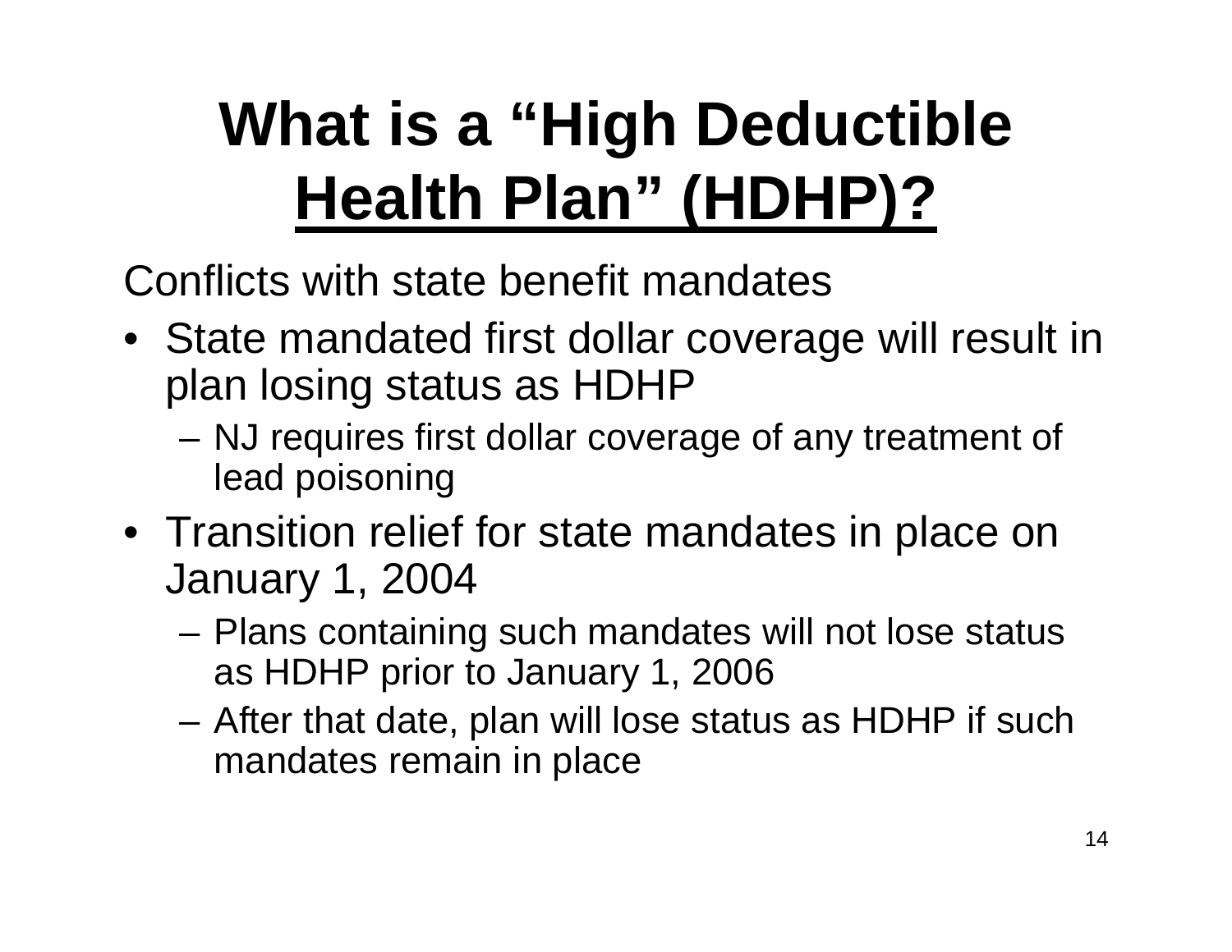# What is a "High Deductible Health Plan" (HDHP)?

Conflicts with state benefit mandates

- State mandated first dollar coverage will result in plan losing status as HDHP
  - NJ requires first dollar coverage of any treatment of lead poisoning
- Transition relief for state mandates in place on January 1, 2004
  - Plans containing such mandates will not lose status as HDHP prior to January 1, 2006
  - After that date, plan will lose status as HDHP if such mandates remain in place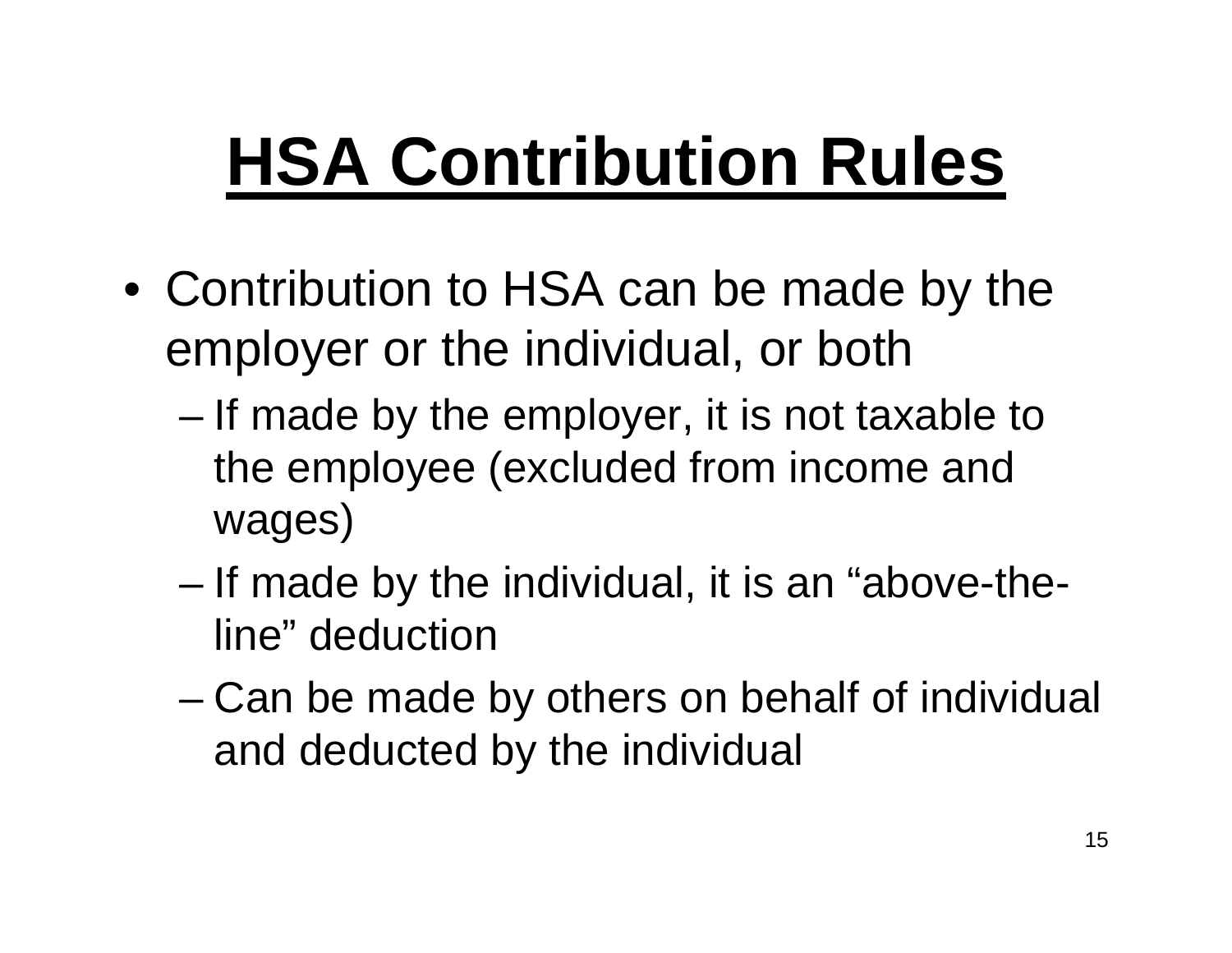# HSA Contribution Rules

- Contribution to HSA can be made by the employer or the individual, or both
  - If made by the employer, it is not taxable to the employee (excluded from income and wages)
  - If made by the individual, it is an "above-the-line" deduction
  - Can be made by others on behalf of individual and deducted by the individual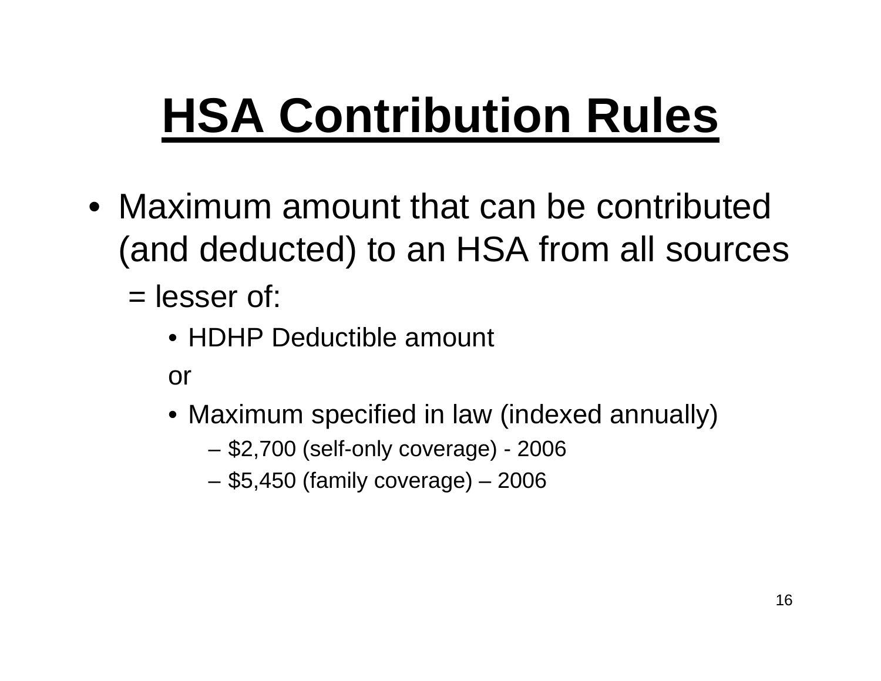# HSA Contribution Rules

- Maximum amount that can be contributed (and deducted) to an HSA from all sources

  = lesser of:

  - HDHP Deductible amount

  or

  - Maximum specified in law (indexed annually)
    - – $2,700 (self-only coverage) - 2006
    - – $5,450 (family coverage) – 2006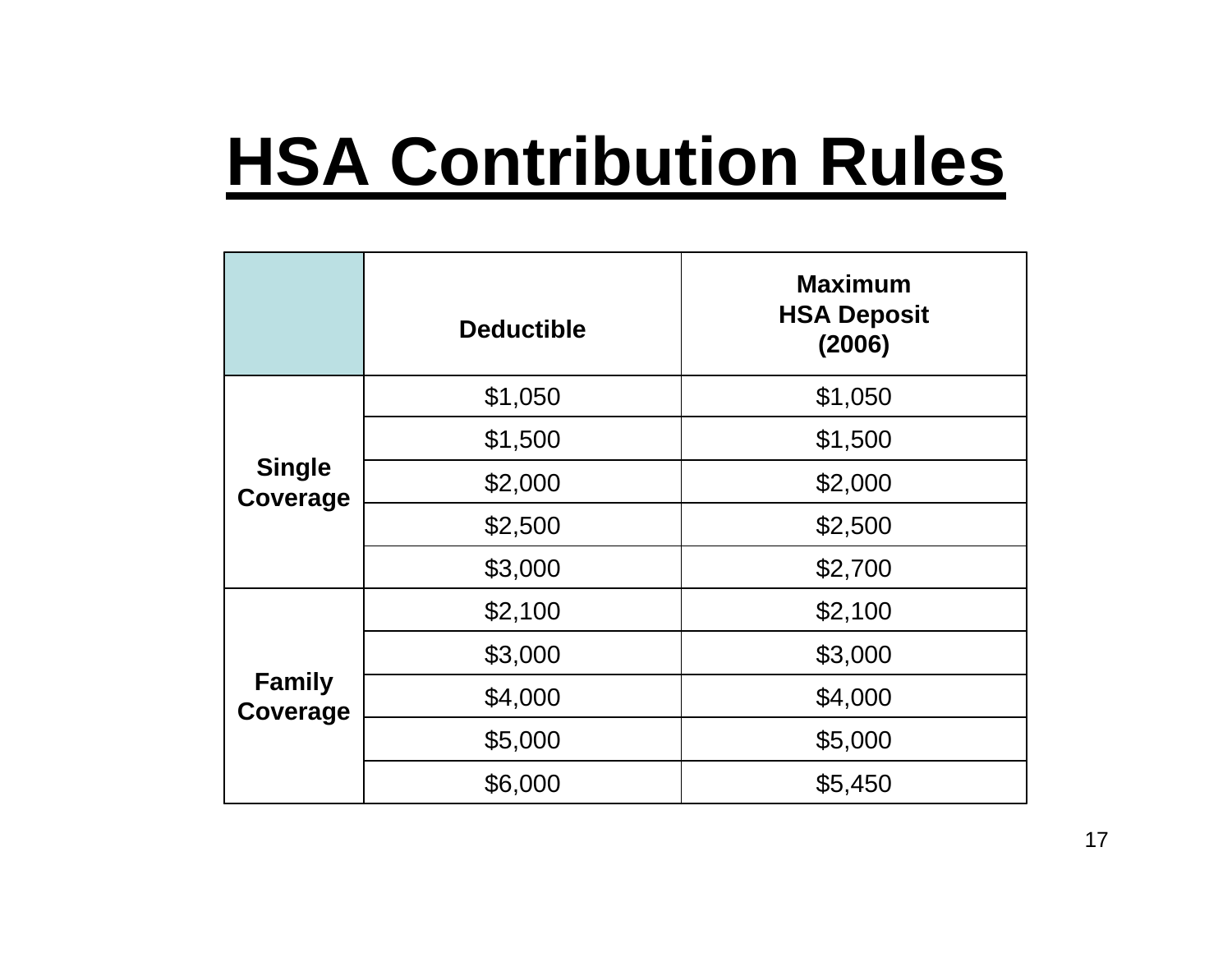# HSA Contribution Rules

| | Deductible | Maximum HSA Deposit (2006) |
|---|---|---|
| **Single Coverage** | $1,050 | $1,050 |
| | $1,500 | $1,500 |
| | $2,000 | $2,000 |
| | $2,500 | $2,500 |
| | $3,000 | $2,700 |
| **Family Coverage** | $2,100 | $2,100 |
| | $3,000 | $3,000 |
| | $4,000 | $4,000 |
| | $5,000 | $5,000 |
| | $6,000 | $5,450 |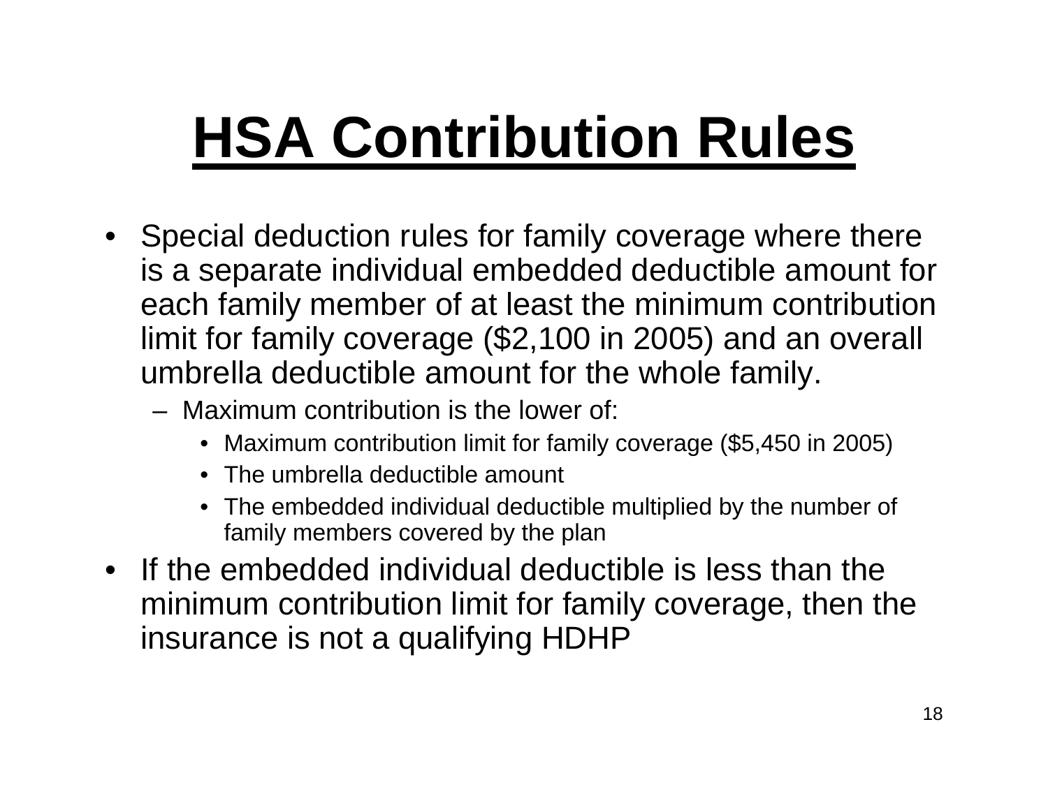# HSA Contribution Rules

- Special deduction rules for family coverage where there is a separate individual embedded deductible amount for each family member of at least the minimum contribution limit for family coverage ($2,100 in 2005) and an overall umbrella deductible amount for the whole family.
  - Maximum contribution is the lower of:
    - Maximum contribution limit for family coverage ($5,450 in 2005)
    - The umbrella deductible amount
    - The embedded individual deductible multiplied by the number of family members covered by the plan
- If the embedded individual deductible is less than the minimum contribution limit for family coverage, then the insurance is not a qualifying HDHP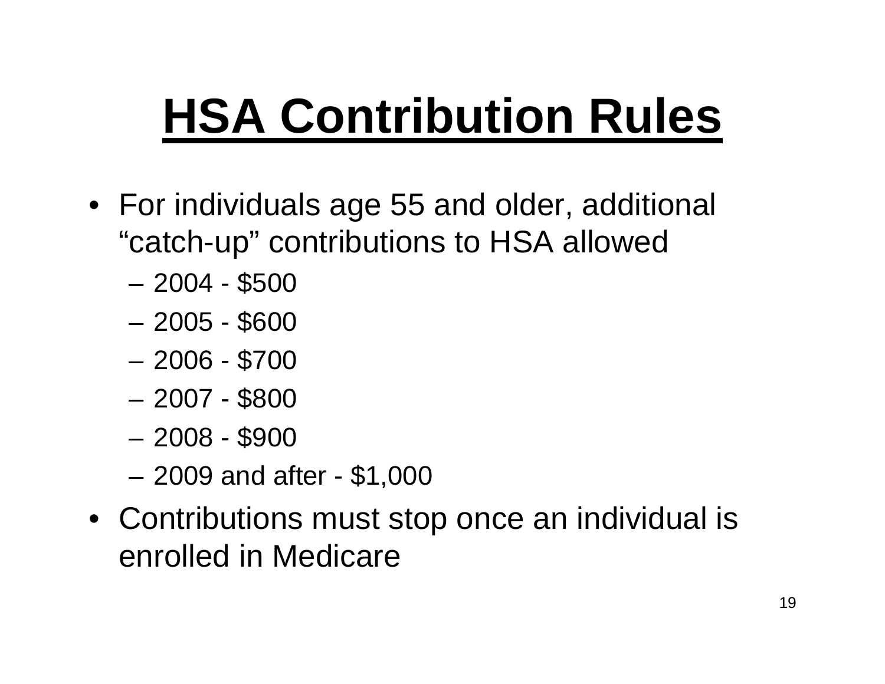# HSA Contribution Rules

- For individuals age 55 and older, additional "catch-up" contributions to HSA allowed
  - 2004 - $500
  - 2005 - $600
  - 2006 - $700
  - 2007 - $800
  - 2008 - $900
  - 2009 and after - $1,000
- Contributions must stop once an individual is enrolled in Medicare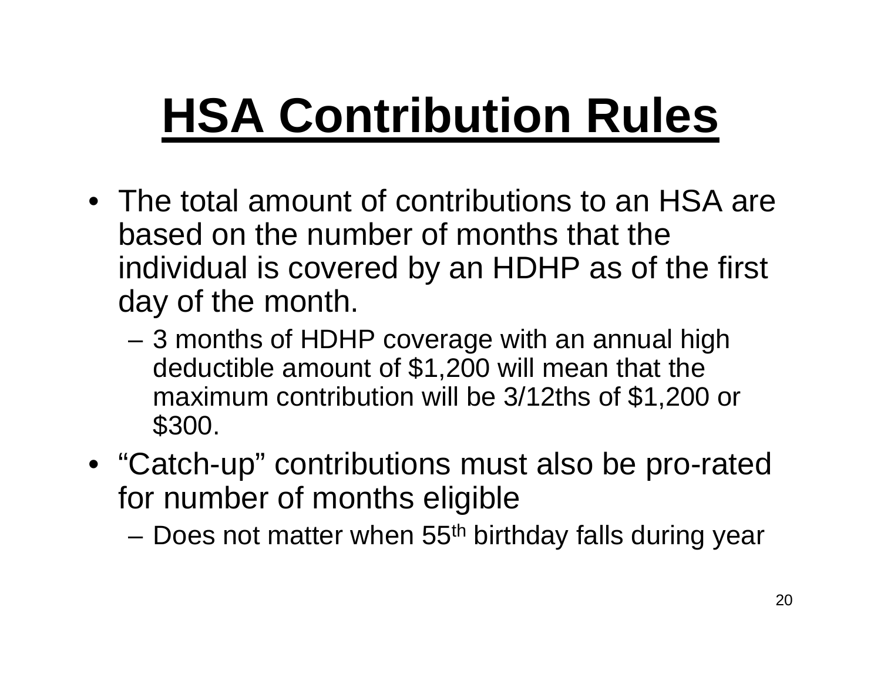# HSA Contribution Rules

- The total amount of contributions to an HSA are based on the number of months that the individual is covered by an HDHP as of the first day of the month.
  - 3 months of HDHP coverage with an annual high deductible amount of $1,200 will mean that the maximum contribution will be 3/12ths of $1,200 or $300.
- "Catch-up" contributions must also be pro-rated for number of months eligible
  - Does not matter when 55th birthday falls during year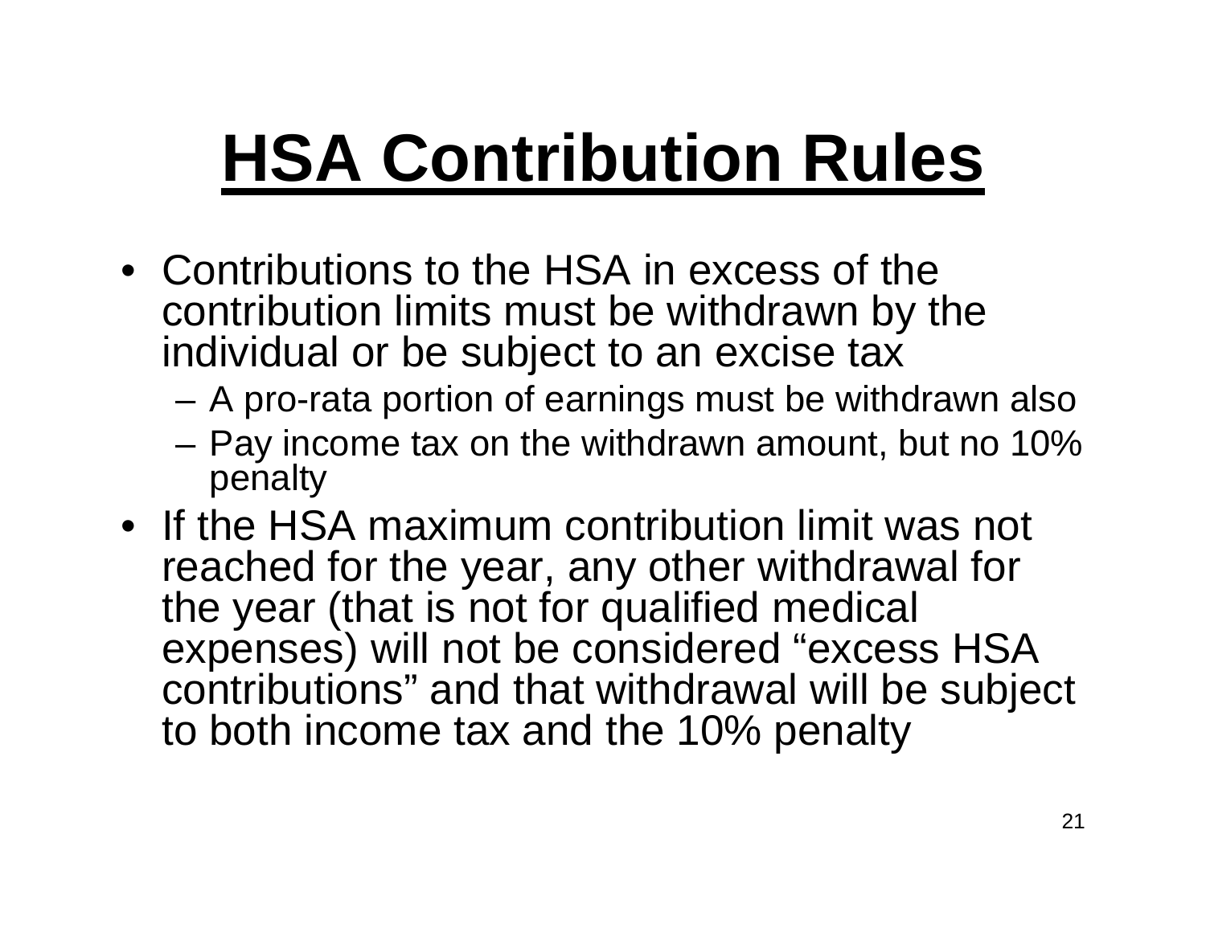# HSA Contribution Rules

- Contributions to the HSA in excess of the contribution limits must be withdrawn by the individual or be subject to an excise tax
  - A pro-rata portion of earnings must be withdrawn also
  - Pay income tax on the withdrawn amount, but no 10% penalty
- If the HSA maximum contribution limit was not reached for the year, any other withdrawal for the year (that is not for qualified medical expenses) will not be considered "excess HSA contributions" and that withdrawal will be subject to both income tax and the 10% penalty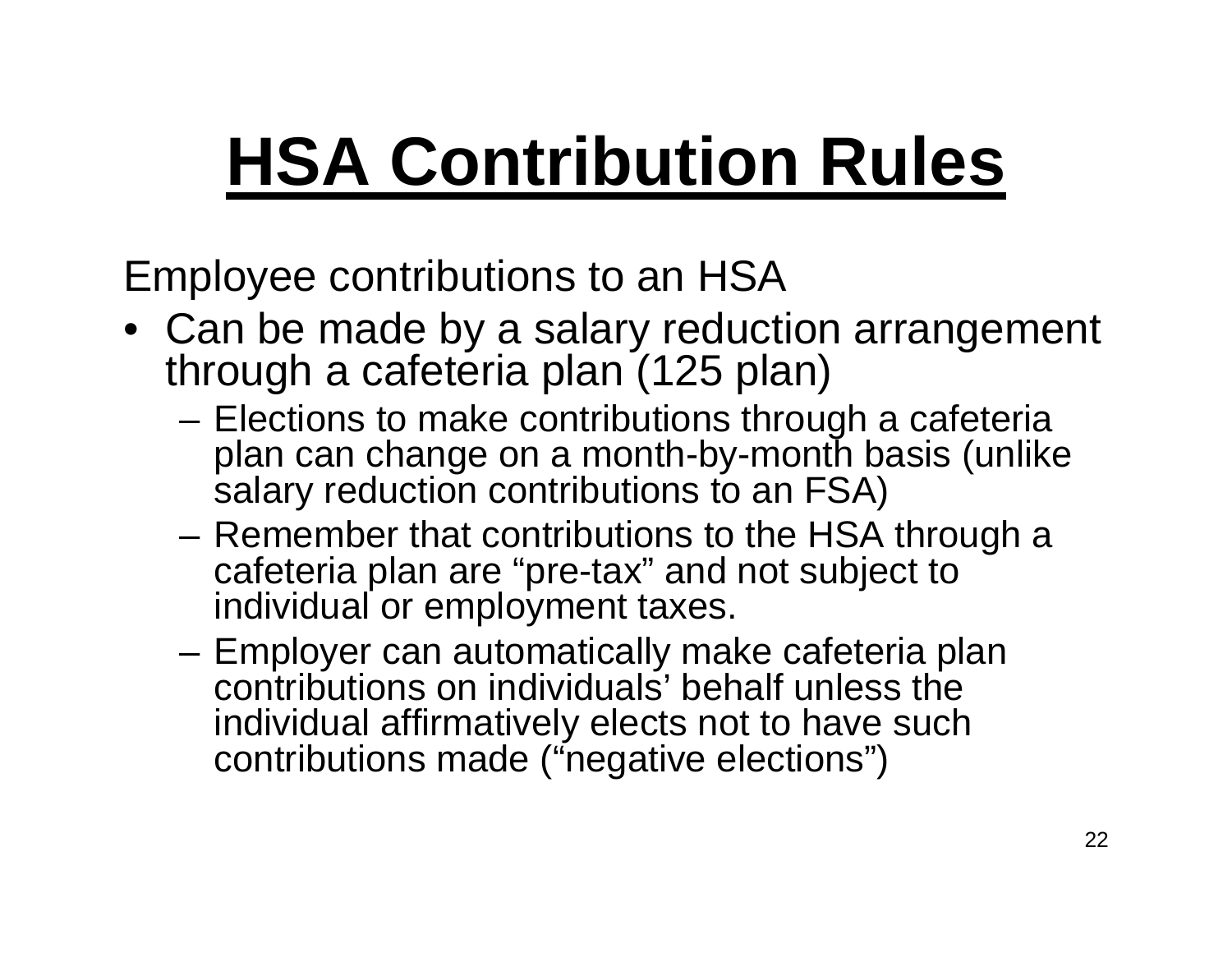# HSA Contribution Rules

Employee contributions to an HSA

- Can be made by a salary reduction arrangement through a cafeteria plan (125 plan)
  - Elections to make contributions through a cafeteria plan can change on a month-by-month basis (unlike salary reduction contributions to an FSA)
  - Remember that contributions to the HSA through a cafeteria plan are "pre-tax" and not subject to individual or employment taxes.
  - Employer can automatically make cafeteria plan contributions on individuals' behalf unless the individual affirmatively elects not to have such contributions made ("negative elections")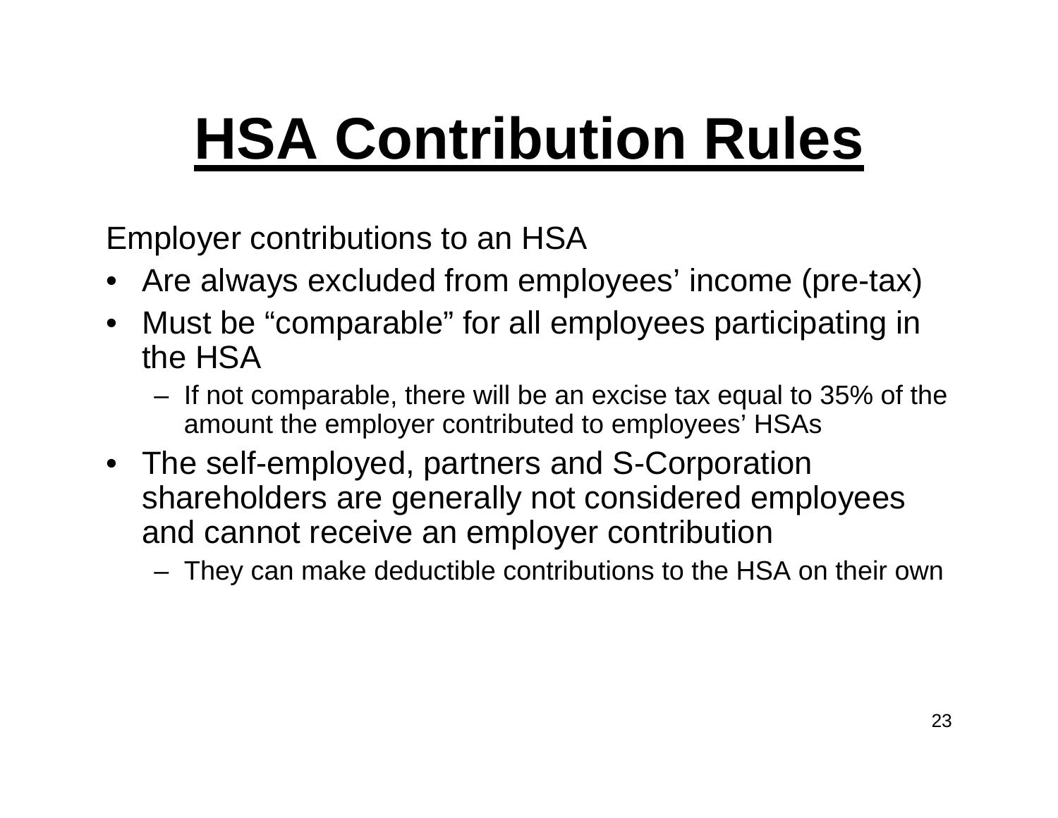# HSA Contribution Rules

Employer contributions to an HSA

- Are always excluded from employees' income (pre-tax)
- Must be "comparable" for all employees participating in the HSA
  - If not comparable, there will be an excise tax equal to 35% of the amount the employer contributed to employees' HSAs
- The self-employed, partners and S-Corporation shareholders are generally not considered employees and cannot receive an employer contribution
  - They can make deductible contributions to the HSA on their own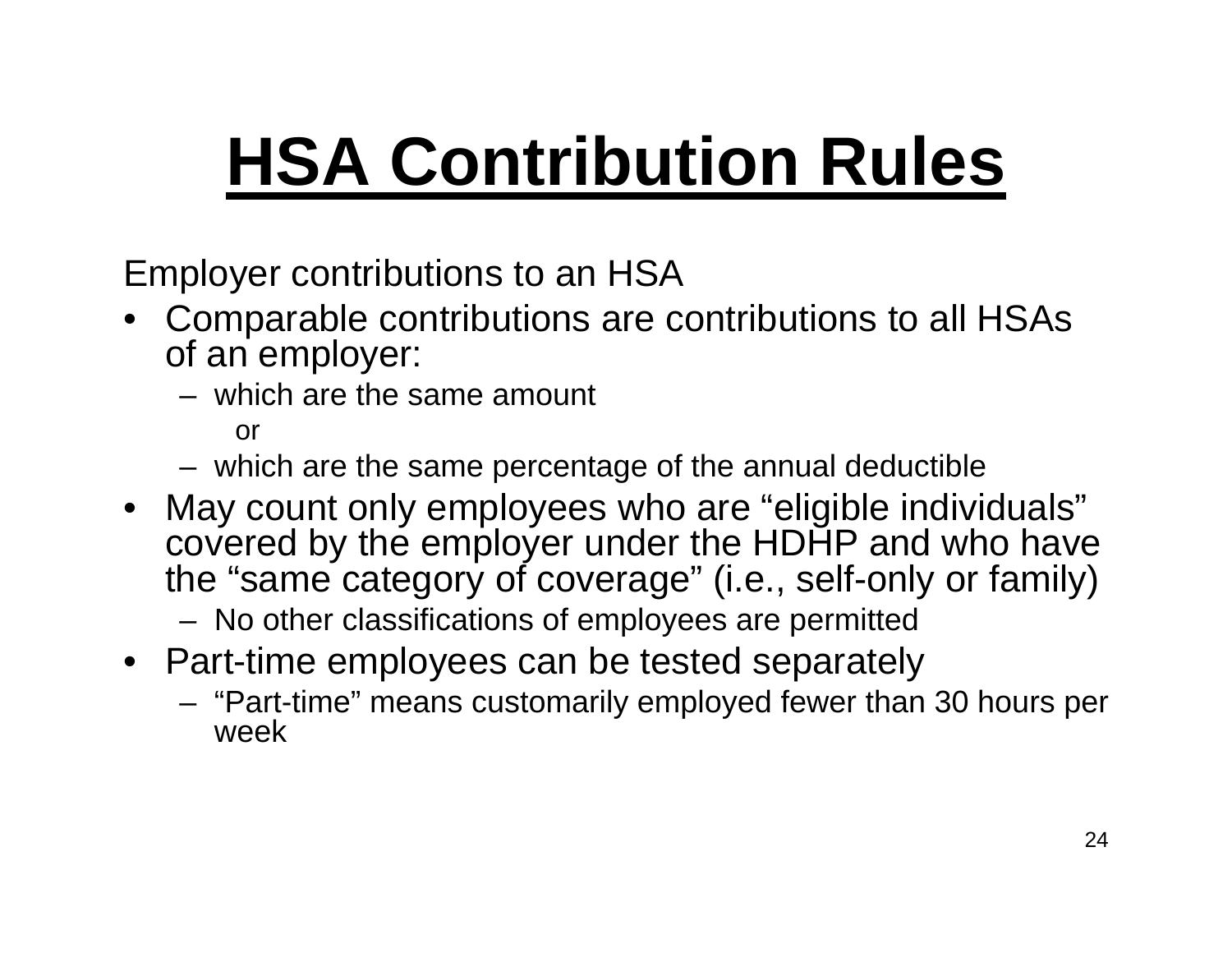# HSA Contribution Rules

Employer contributions to an HSA

- Comparable contributions are contributions to all HSAs of an employer:
  - which are the same amount

    or
  - which are the same percentage of the annual deductible
- May count only employees who are "eligible individuals" covered by the employer under the HDHP and who have the "same category of coverage" (i.e., self-only or family)
  - No other classifications of employees are permitted
- Part-time employees can be tested separately
  - "Part-time" means customarily employed fewer than 30 hours per week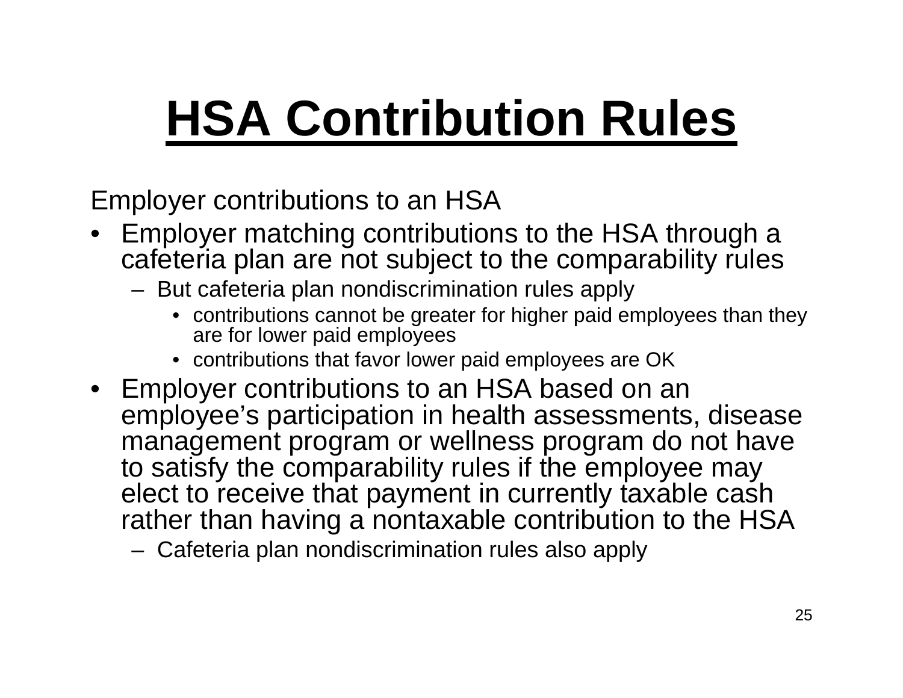# HSA Contribution Rules

Employer contributions to an HSA

- Employer matching contributions to the HSA through a cafeteria plan are not subject to the comparability rules
  - But cafeteria plan nondiscrimination rules apply
    - contributions cannot be greater for higher paid employees than they are for lower paid employees
    - contributions that favor lower paid employees are OK
- Employer contributions to an HSA based on an employee's participation in health assessments, disease management program or wellness program do not have to satisfy the comparability rules if the employee may elect to receive that payment in currently taxable cash rather than having a nontaxable contribution to the HSA
  - Cafeteria plan nondiscrimination rules also apply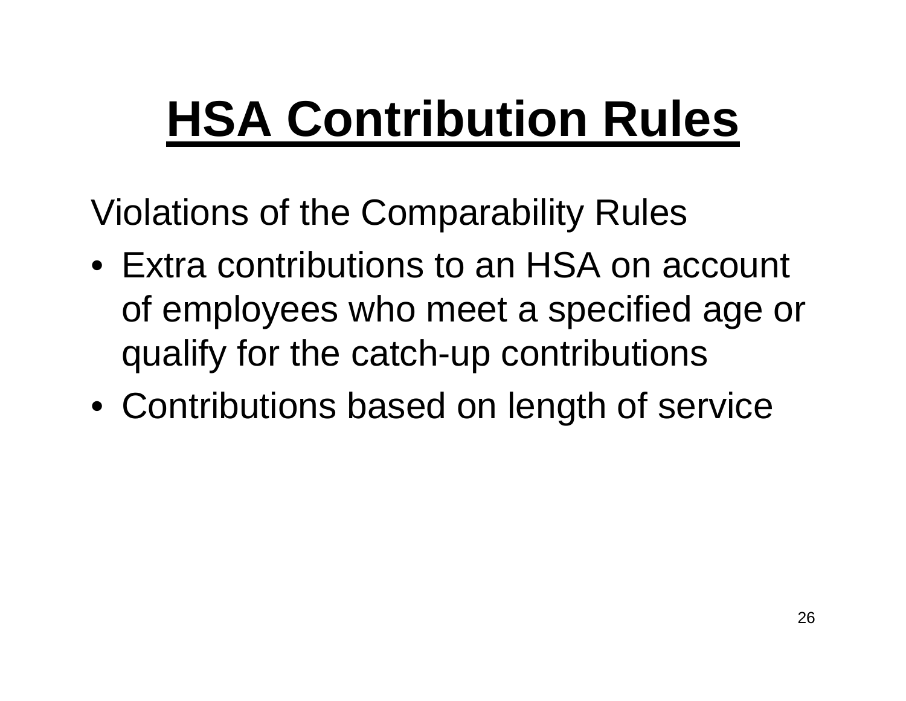# HSA Contribution Rules

Violations of the Comparability Rules

- Extra contributions to an HSA on account of employees who meet a specified age or qualify for the catch-up contributions
- Contributions based on length of service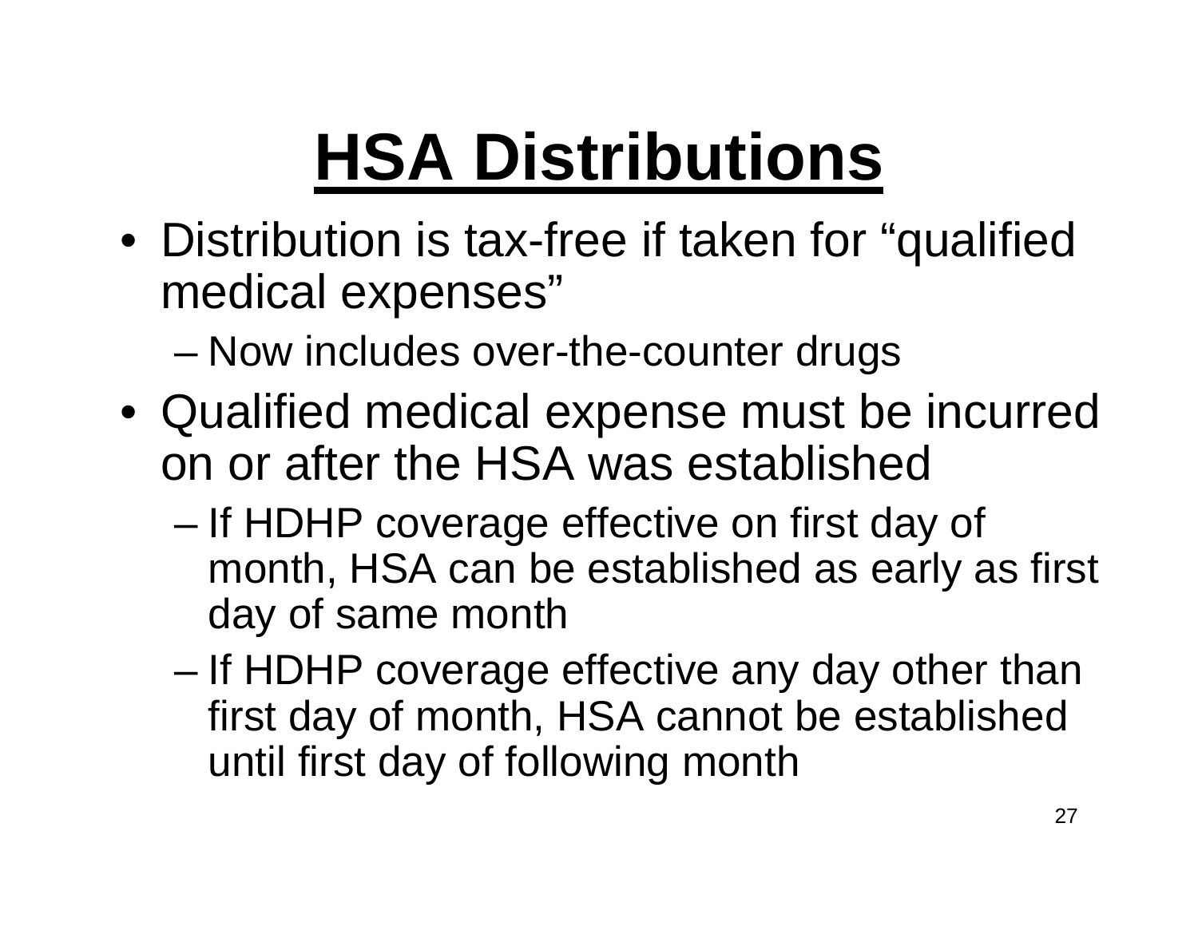# HSA Distributions

- Distribution is tax-free if taken for “qualified medical expenses”
  - Now includes over-the-counter drugs
- Qualified medical expense must be incurred on or after the HSA was established
  - If HDHP coverage effective on first day of month, HSA can be established as early as first day of same month
  - If HDHP coverage effective any day other than first day of month, HSA cannot be established until first day of following month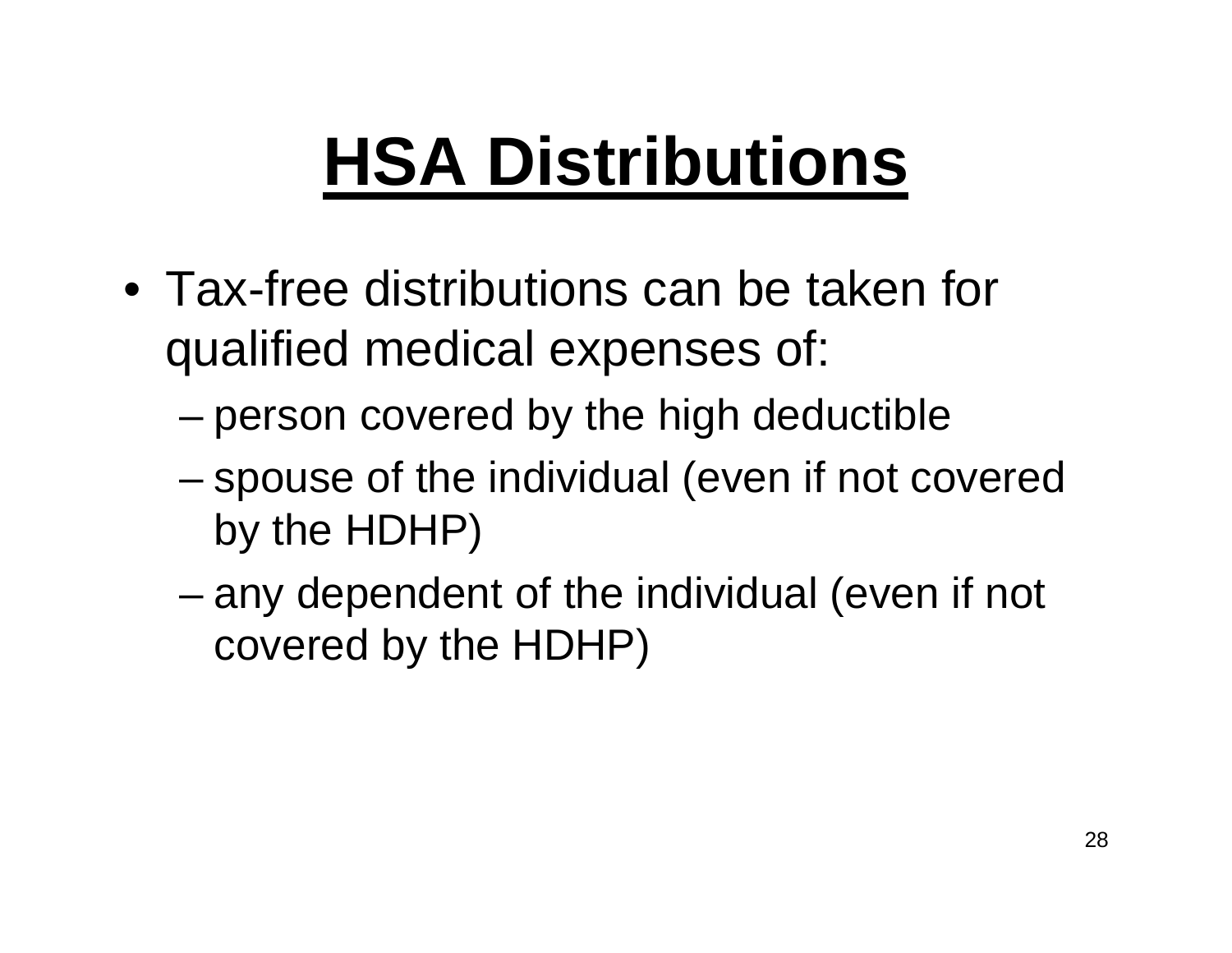# HSA Distributions

- Tax-free distributions can be taken for qualified medical expenses of:
  - person covered by the high deductible
  - spouse of the individual (even if not covered by the HDHP)
  - any dependent of the individual (even if not covered by the HDHP)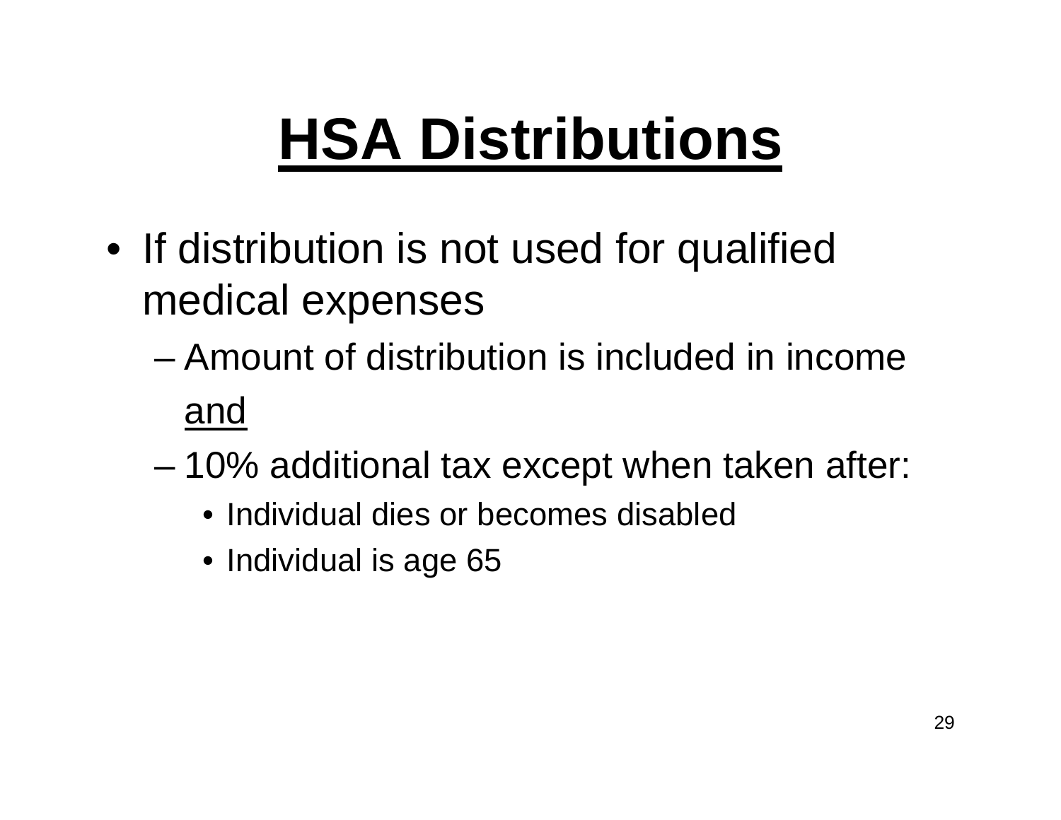# HSA Distributions

- If distribution is not used for qualified medical expenses
  - Amount of distribution is included in income

    <u>and</u>
  - 10% additional tax except when taken after:
    - Individual dies or becomes disabled
    - Individual is age 65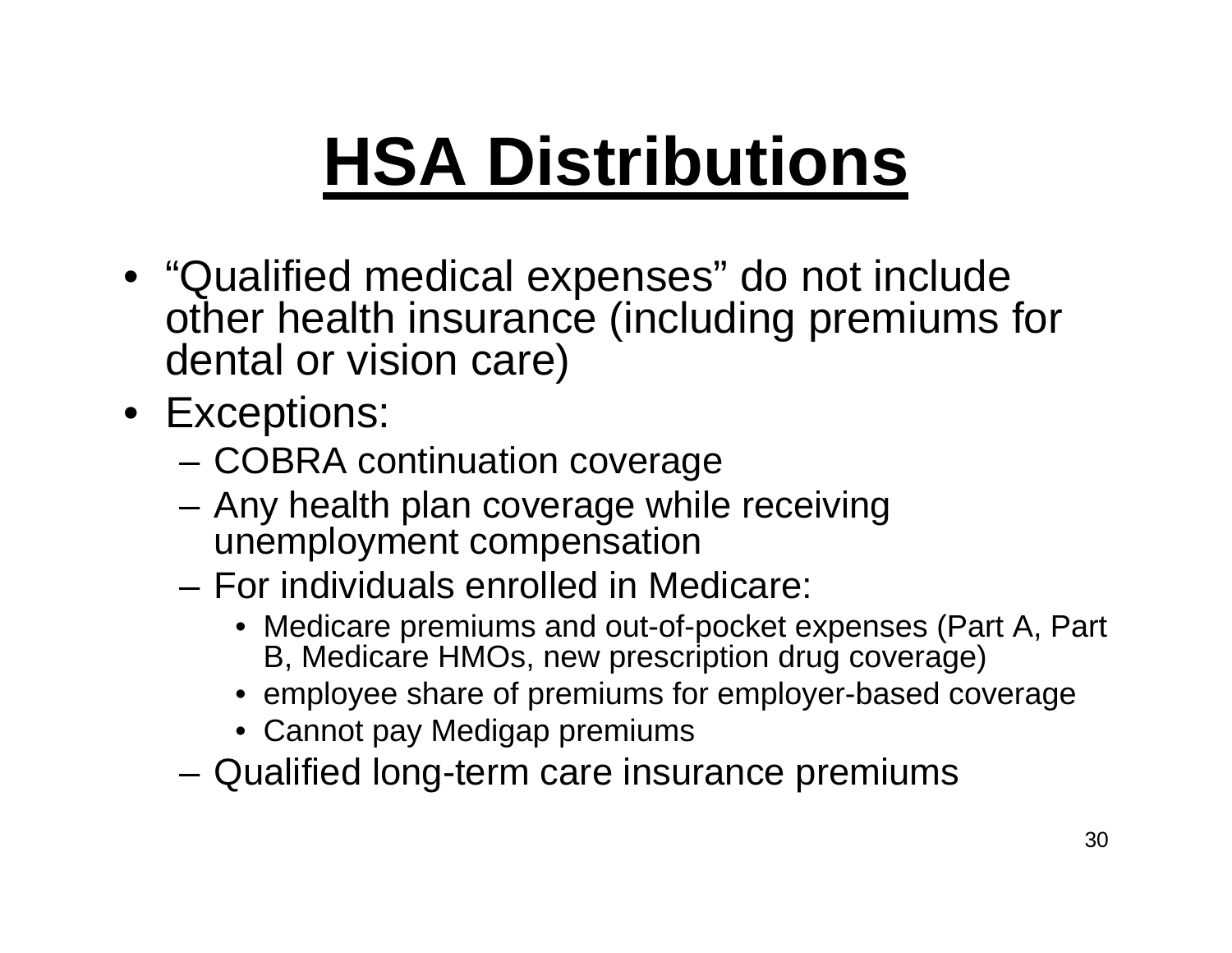# HSA Distributions

- "Qualified medical expenses" do not include other health insurance (including premiums for dental or vision care)
- Exceptions:
  - COBRA continuation coverage
  - Any health plan coverage while receiving unemployment compensation
  - For individuals enrolled in Medicare:
    - Medicare premiums and out-of-pocket expenses (Part A, Part B, Medicare HMOs, new prescription drug coverage)
    - employee share of premiums for employer-based coverage
    - Cannot pay Medigap premiums
  - Qualified long-term care insurance premiums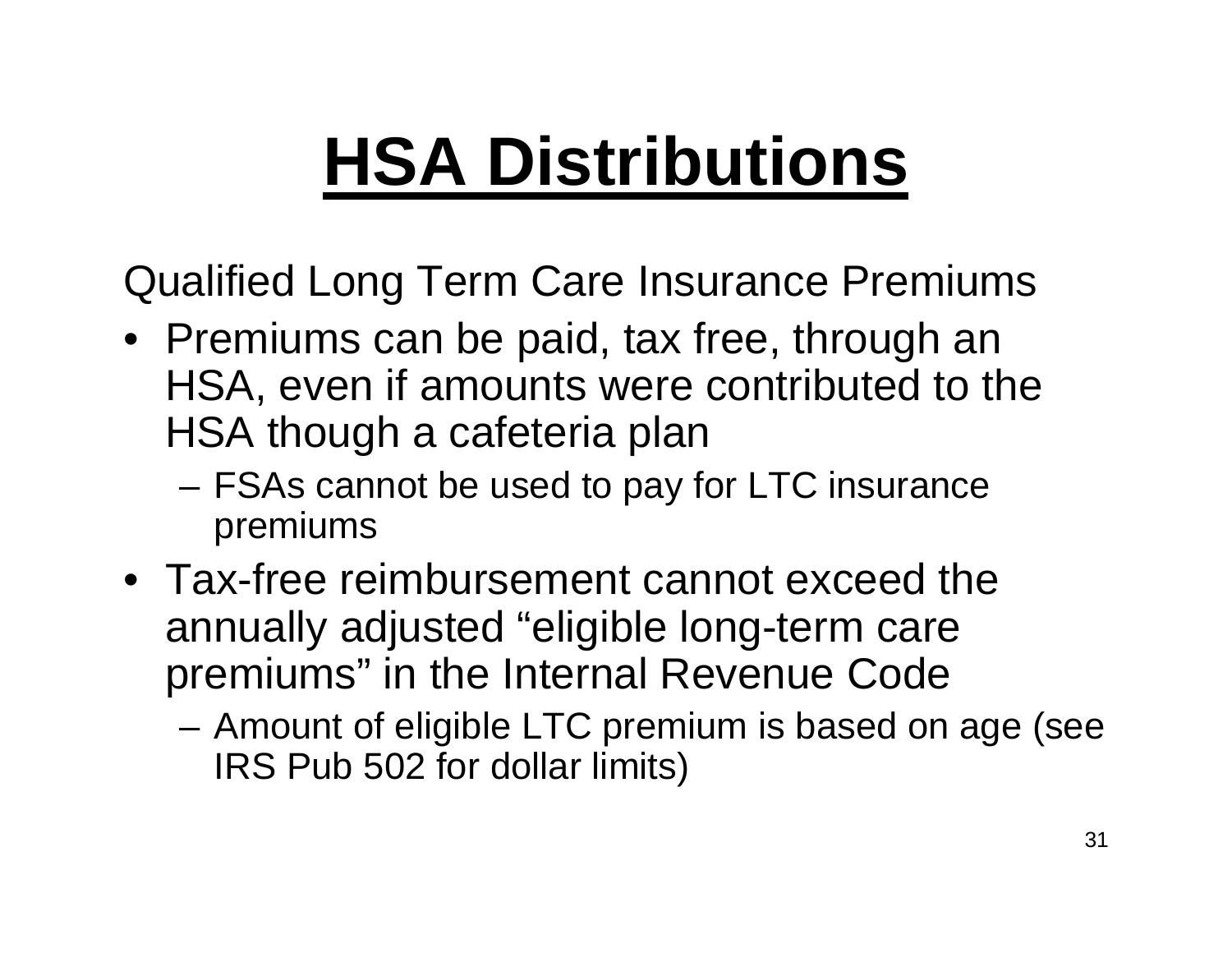# HSA Distributions

Qualified Long Term Care Insurance Premiums

- Premiums can be paid, tax free, through an HSA, even if amounts were contributed to the HSA though a cafeteria plan
  - FSAs cannot be used to pay for LTC insurance premiums
- Tax-free reimbursement cannot exceed the annually adjusted "eligible long-term care premiums" in the Internal Revenue Code
  - Amount of eligible LTC premium is based on age (see IRS Pub 502 for dollar limits)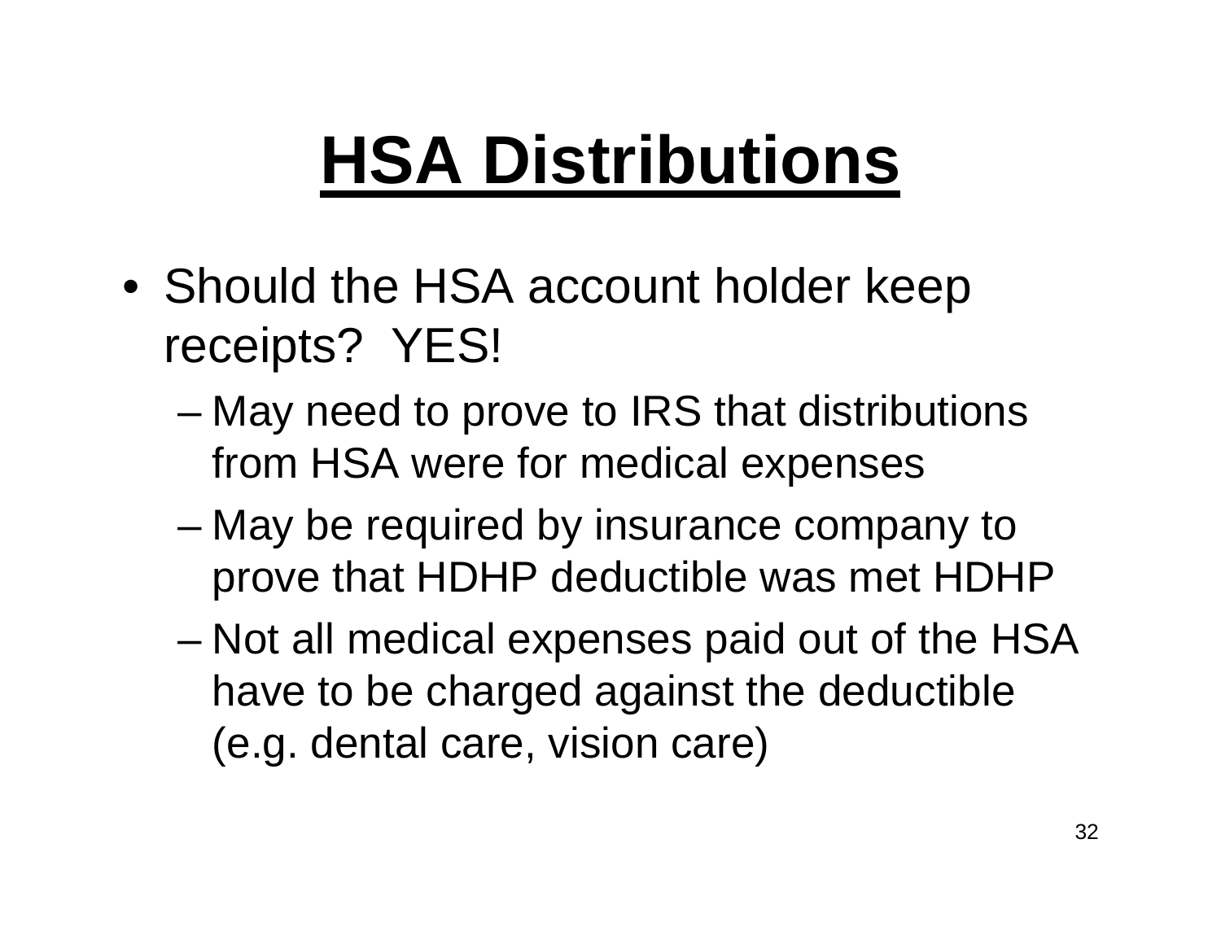# HSA Distributions

- Should the HSA account holder keep receipts? YES!
  - May need to prove to IRS that distributions from HSA were for medical expenses
  - May be required by insurance company to prove that HDHP deductible was met HDHP
  - Not all medical expenses paid out of the HSA have to be charged against the deductible (e.g. dental care, vision care)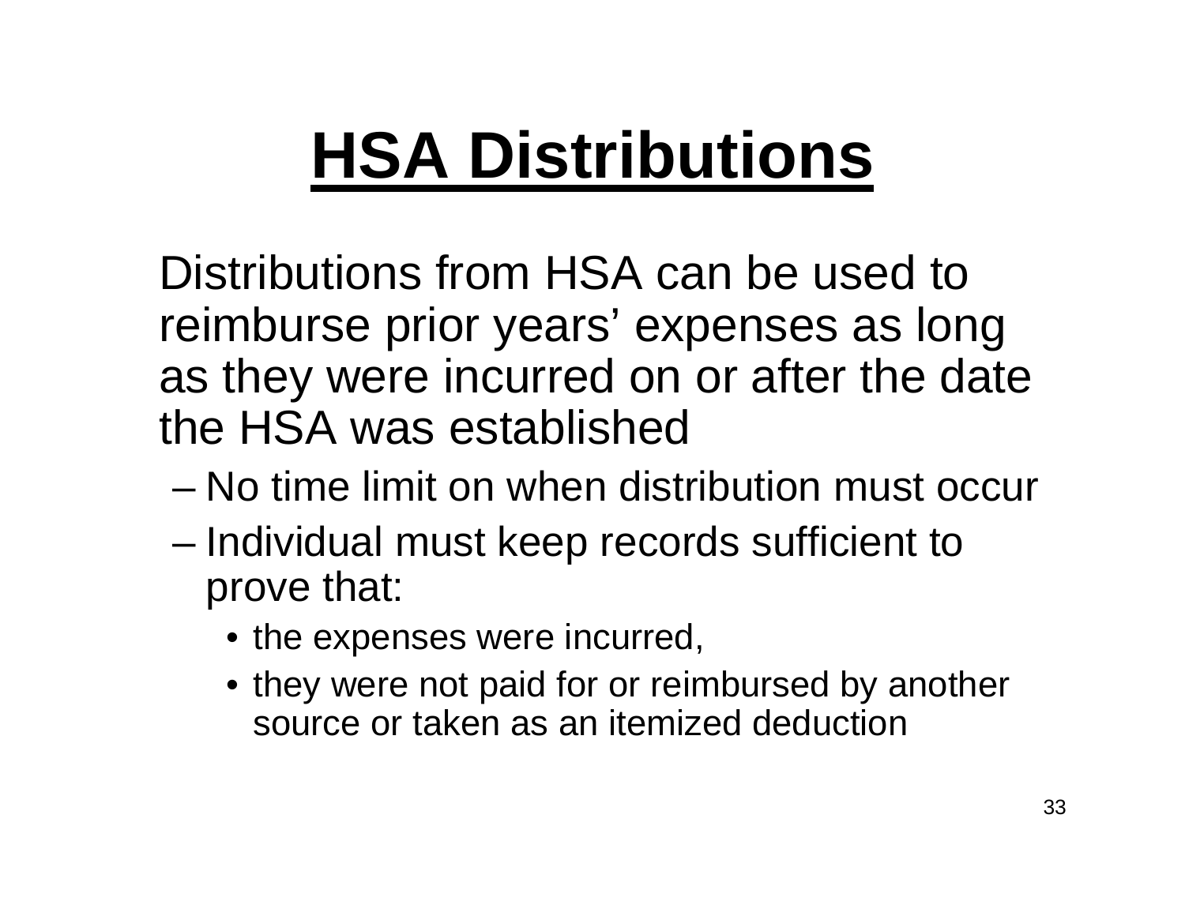# HSA Distributions

Distributions from HSA can be used to reimburse prior years' expenses as long as they were incurred on or after the date the HSA was established

- No time limit on when distribution must occur
- Individual must keep records sufficient to prove that:
  - the expenses were incurred,
  - they were not paid for or reimbursed by another source or taken as an itemized deduction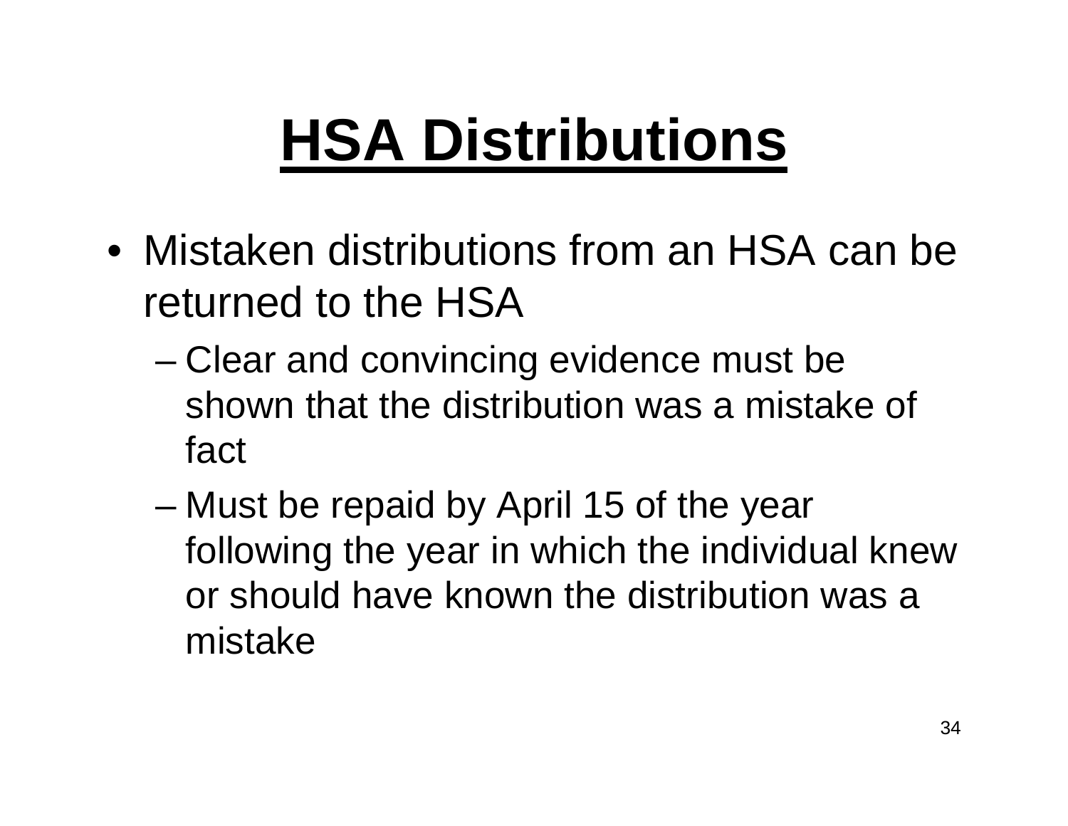# HSA Distributions

- Mistaken distributions from an HSA can be returned to the HSA
  - Clear and convincing evidence must be shown that the distribution was a mistake of fact
  - Must be repaid by April 15 of the year following the year in which the individual knew or should have known the distribution was a mistake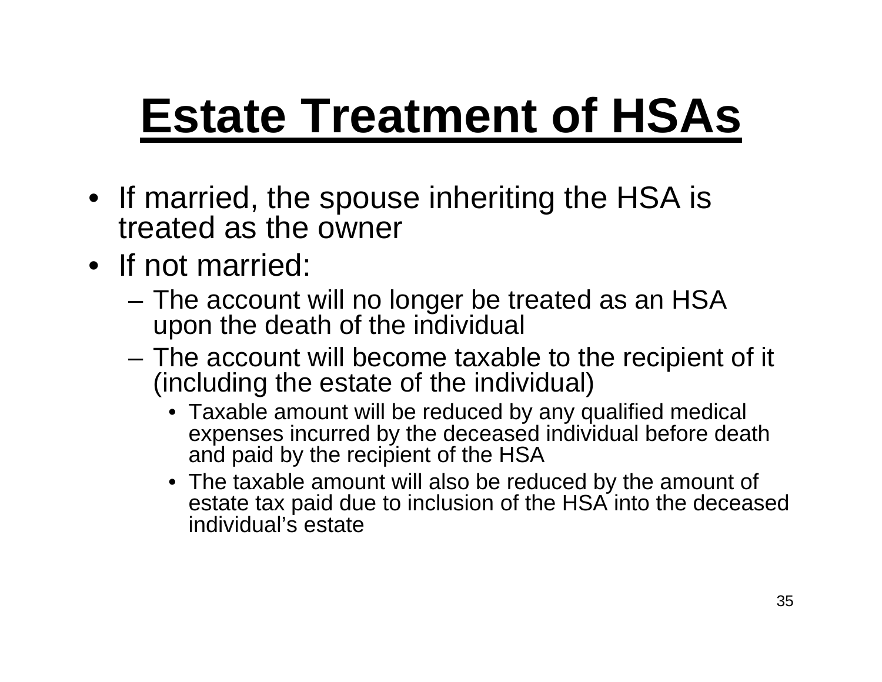# Estate Treatment of HSAs

- If married, the spouse inheriting the HSA is treated as the owner
- If not married:
  - The account will no longer be treated as an HSA upon the death of the individual
  - The account will become taxable to the recipient of it (including the estate of the individual)
    - Taxable amount will be reduced by any qualified medical expenses incurred by the deceased individual before death and paid by the recipient of the HSA
    - The taxable amount will also be reduced by the amount of estate tax paid due to inclusion of the HSA into the deceased individual's estate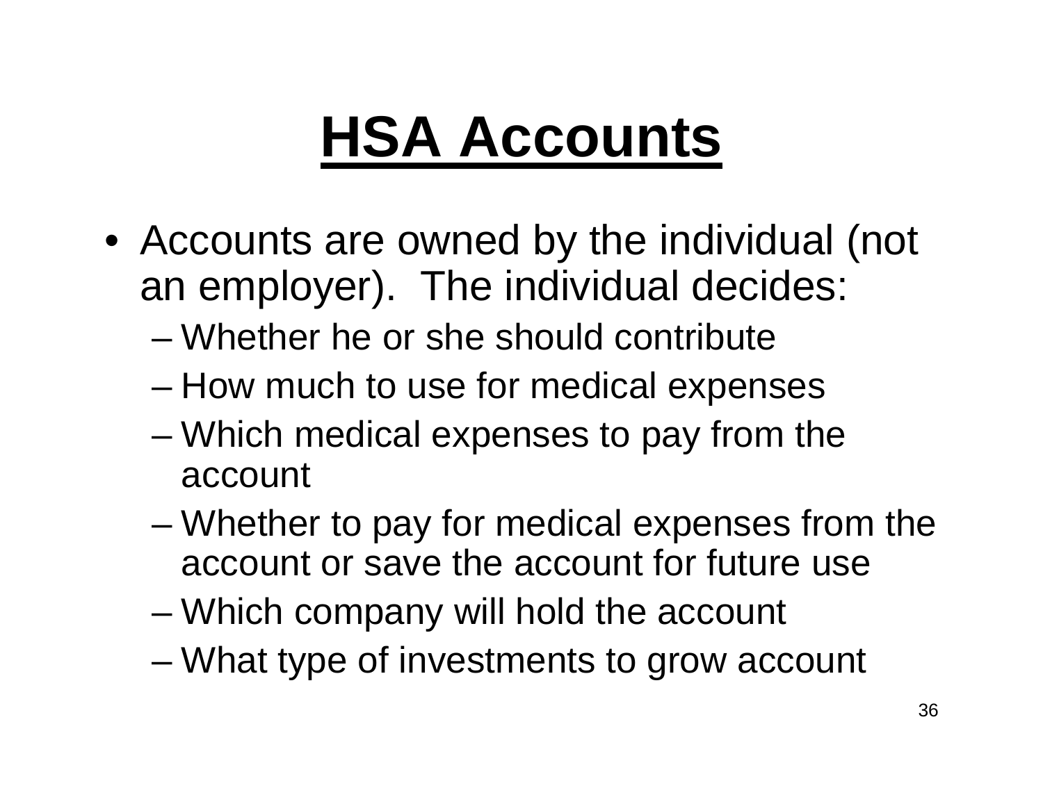# HSA Accounts

- Accounts are owned by the individual (not an employer). The individual decides:
  - Whether he or she should contribute
  - How much to use for medical expenses
  - Which medical expenses to pay from the account
  - Whether to pay for medical expenses from the account or save the account for future use
  - Which company will hold the account
  - What type of investments to grow account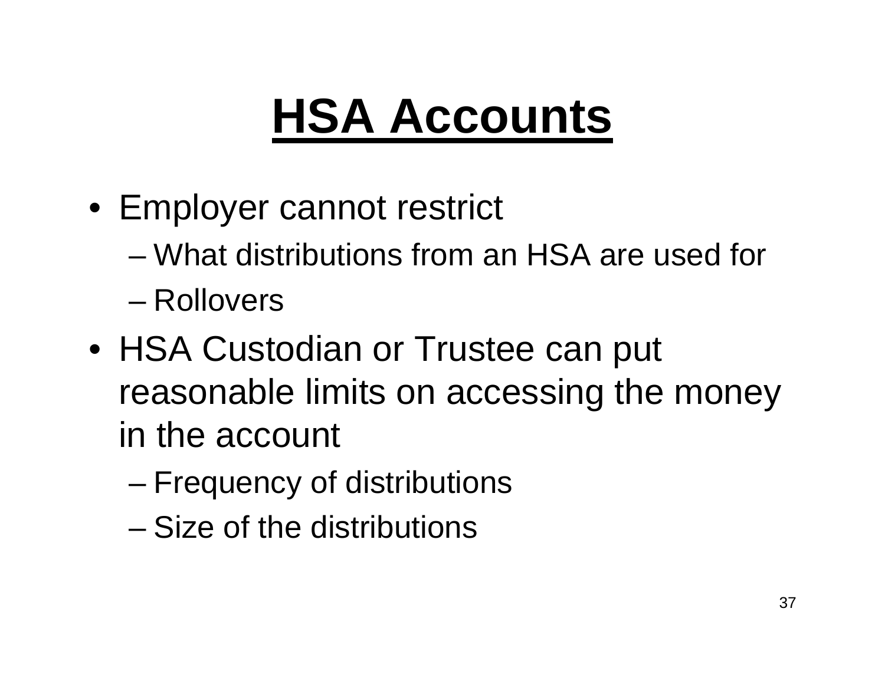# HSA Accounts

- Employer cannot restrict
  - What distributions from an HSA are used for
  - Rollovers
- HSA Custodian or Trustee can put reasonable limits on accessing the money in the account
  - Frequency of distributions
  - Size of the distributions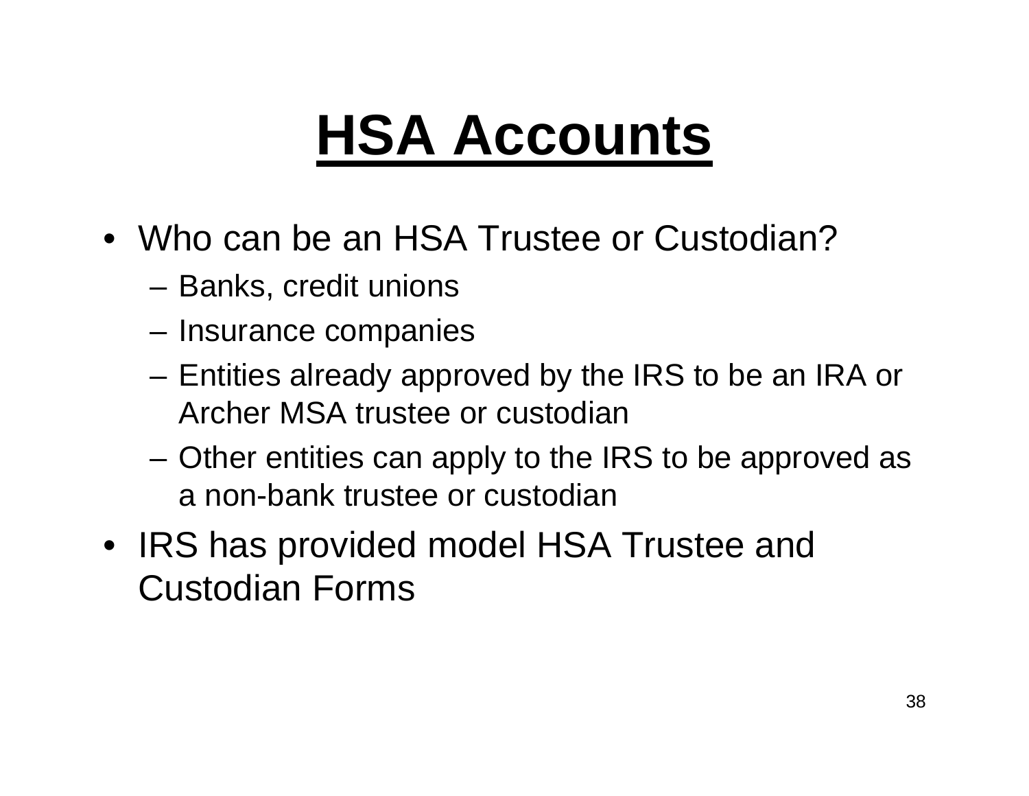# HSA Accounts

- Who can be an HSA Trustee or Custodian?
  - Banks, credit unions
  - Insurance companies
  - Entities already approved by the IRS to be an IRA or Archer MSA trustee or custodian
  - Other entities can apply to the IRS to be approved as a non-bank trustee or custodian
- IRS has provided model HSA Trustee and Custodian Forms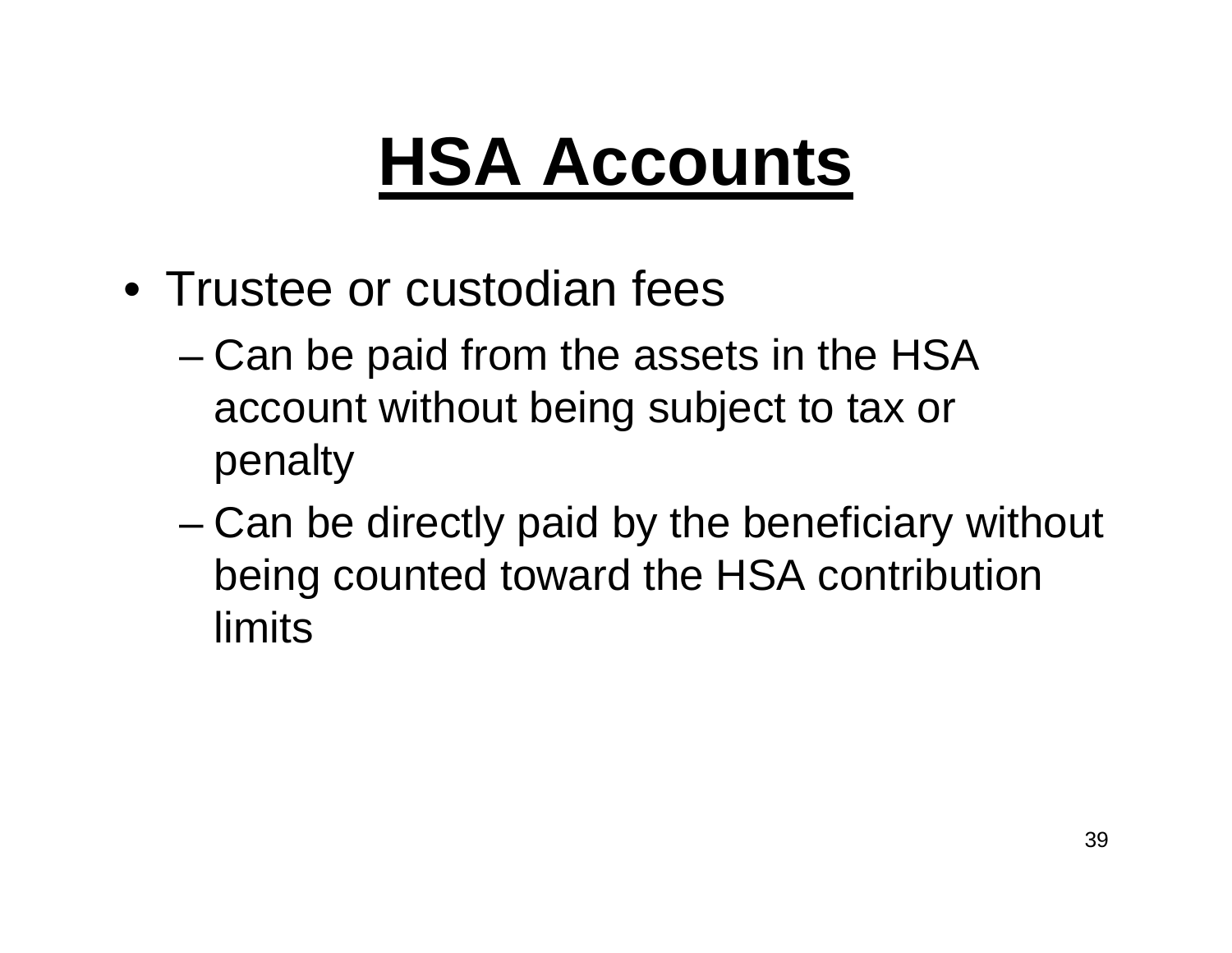# HSA Accounts

- Trustee or custodian fees
  - Can be paid from the assets in the HSA account without being subject to tax or penalty
  - Can be directly paid by the beneficiary without being counted toward the HSA contribution limits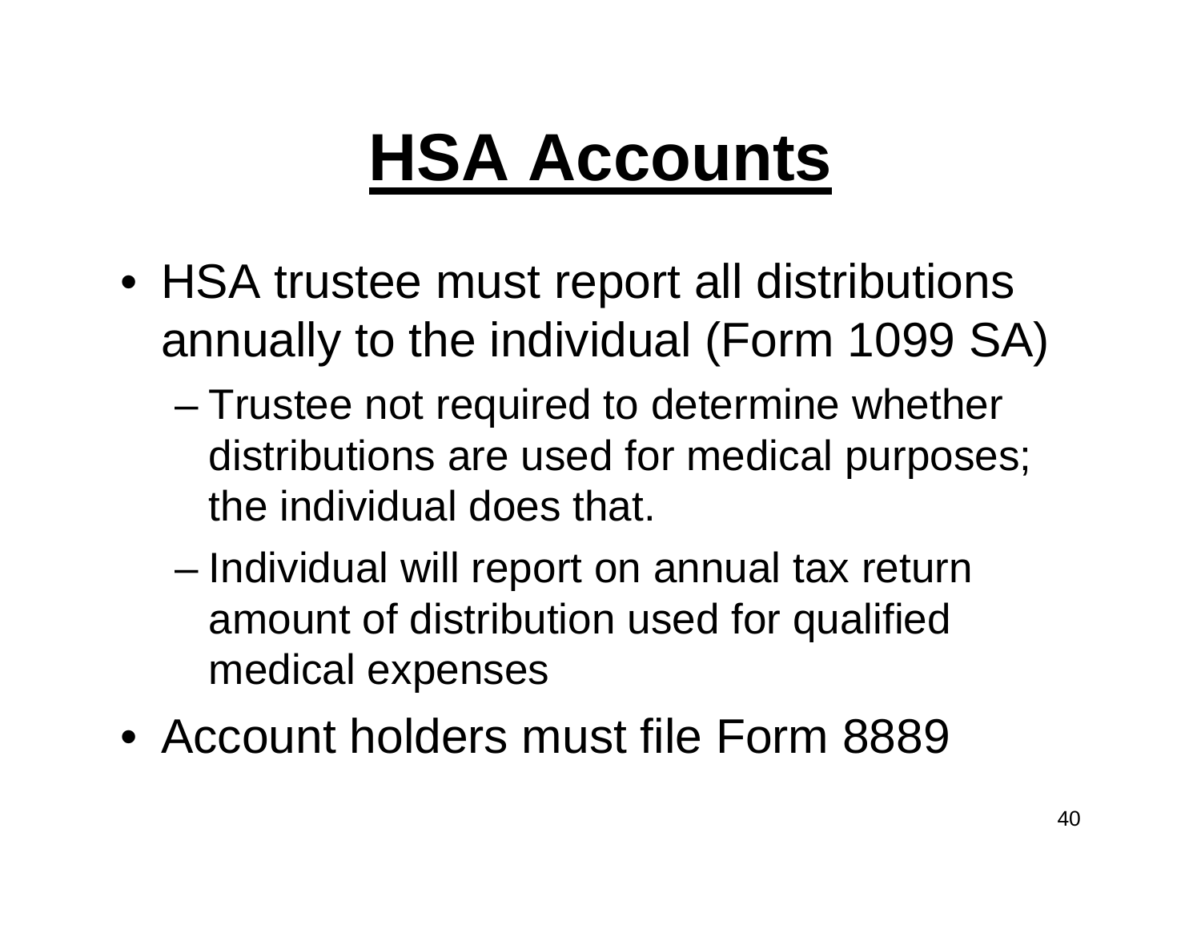# HSA Accounts

- HSA trustee must report all distributions annually to the individual (Form 1099 SA)
  - Trustee not required to determine whether distributions are used for medical purposes; the individual does that.
  - Individual will report on annual tax return amount of distribution used for qualified medical expenses
- Account holders must file Form 8889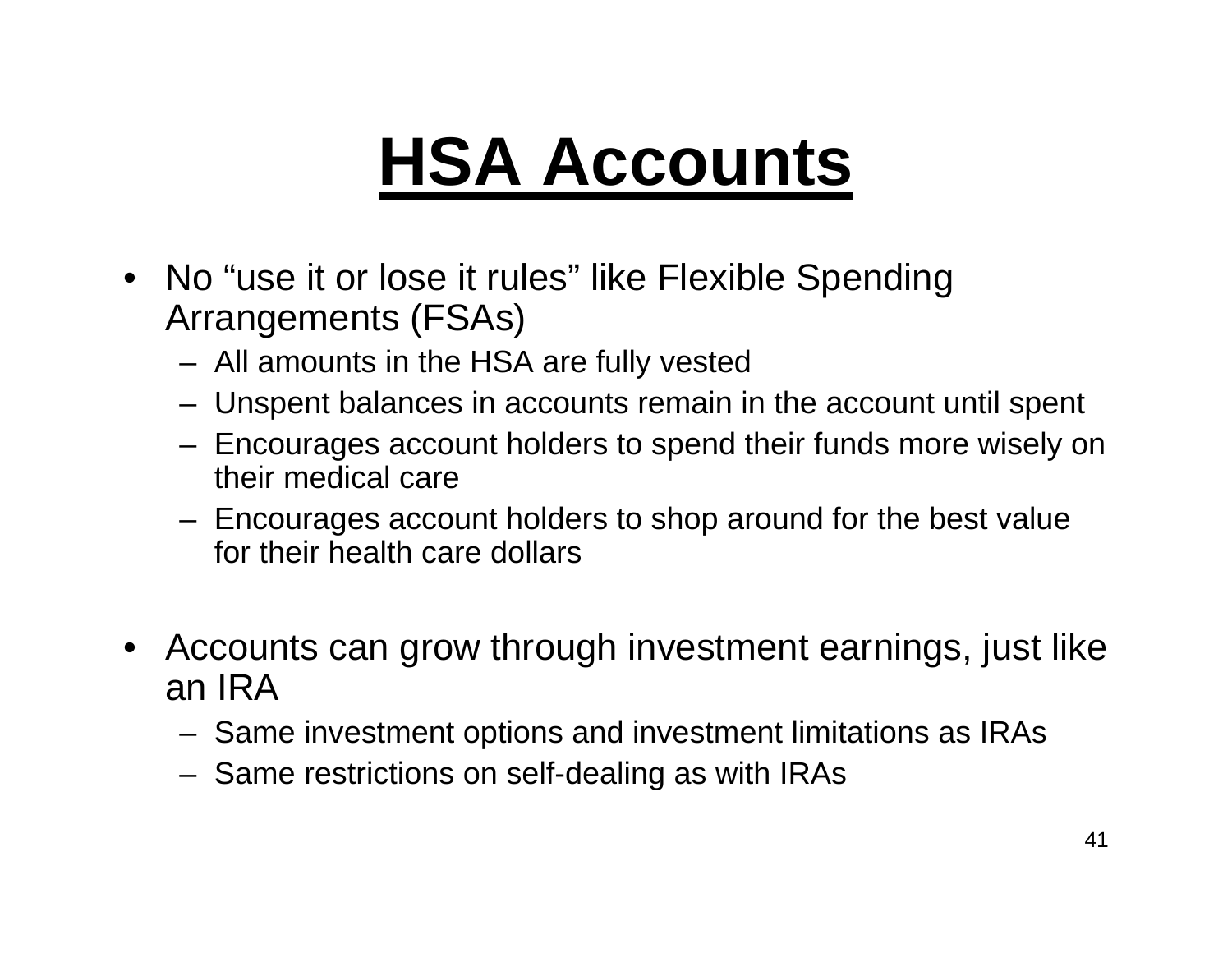# HSA Accounts

- No “use it or lose it rules” like Flexible Spending Arrangements (FSAs)
  - All amounts in the HSA are fully vested
  - Unspent balances in accounts remain in the account until spent
  - Encourages account holders to spend their funds more wisely on their medical care
  - Encourages account holders to shop around for the best value for their health care dollars

- Accounts can grow through investment earnings, just like an IRA
  - Same investment options and investment limitations as IRAs
  - Same restrictions on self-dealing as with IRAs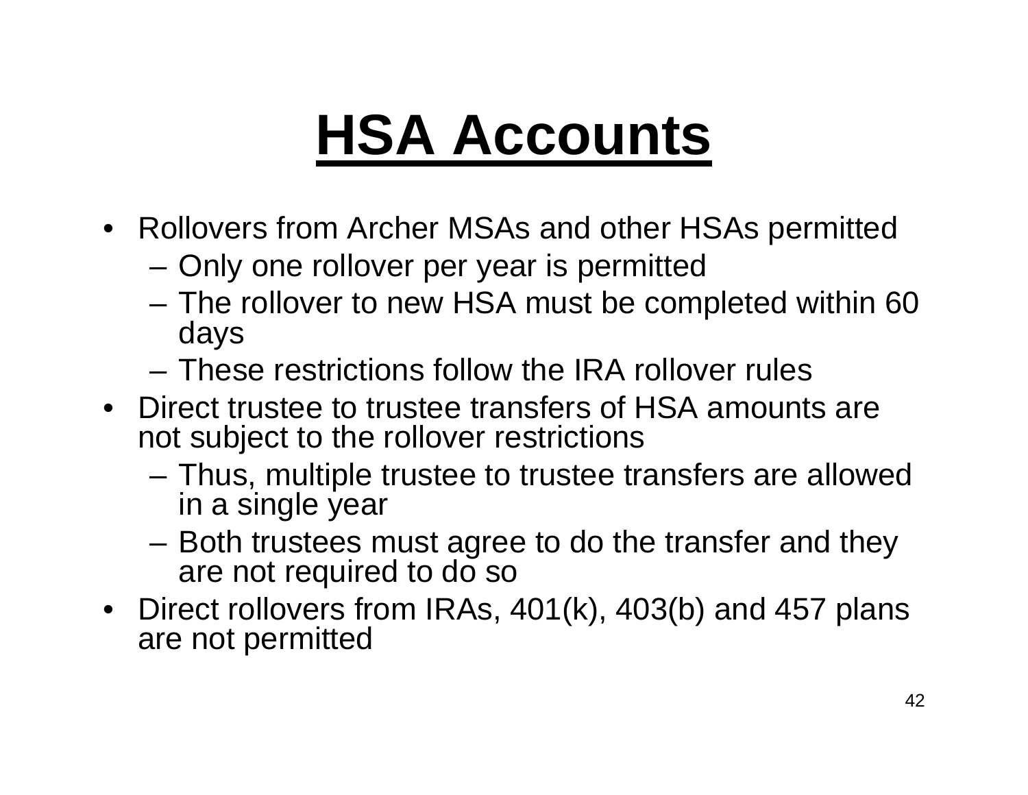# HSA Accounts

- Rollovers from Archer MSAs and other HSAs permitted
  - Only one rollover per year is permitted
  - The rollover to new HSA must be completed within 60 days
  - These restrictions follow the IRA rollover rules
- Direct trustee to trustee transfers of HSA amounts are not subject to the rollover restrictions
  - Thus, multiple trustee to trustee transfers are allowed in a single year
  - Both trustees must agree to do the transfer and they are not required to do so
- Direct rollovers from IRAs, 401(k), 403(b) and 457 plans are not permitted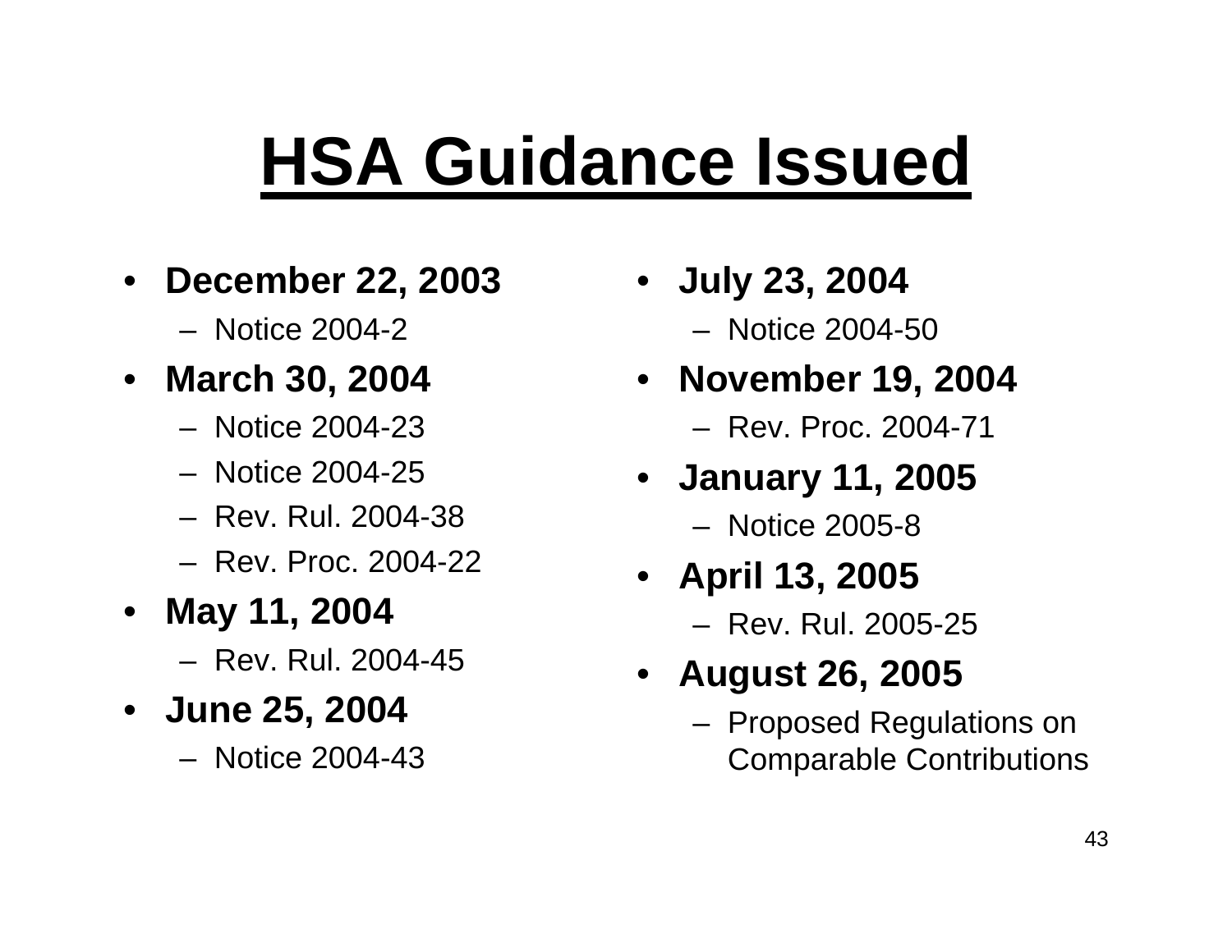# HSA Guidance Issued

- **December 22, 2003**
  - Notice 2004-2
- **March 30, 2004**
  - Notice 2004-23
  - Notice 2004-25
  - Rev. Rul. 2004-38
  - Rev. Proc. 2004-22
- **May 11, 2004**
  - Rev. Rul. 2004-45
- **June 25, 2004**
  - Notice 2004-43
- **July 23, 2004**
  - Notice 2004-50
- **November 19, 2004**
  - Rev. Proc. 2004-71
- **January 11, 2005**
  - Notice 2005-8
- **April 13, 2005**
  - Rev. Rul. 2005-25
- **August 26, 2005**
  - Proposed Regulations on Comparable Contributions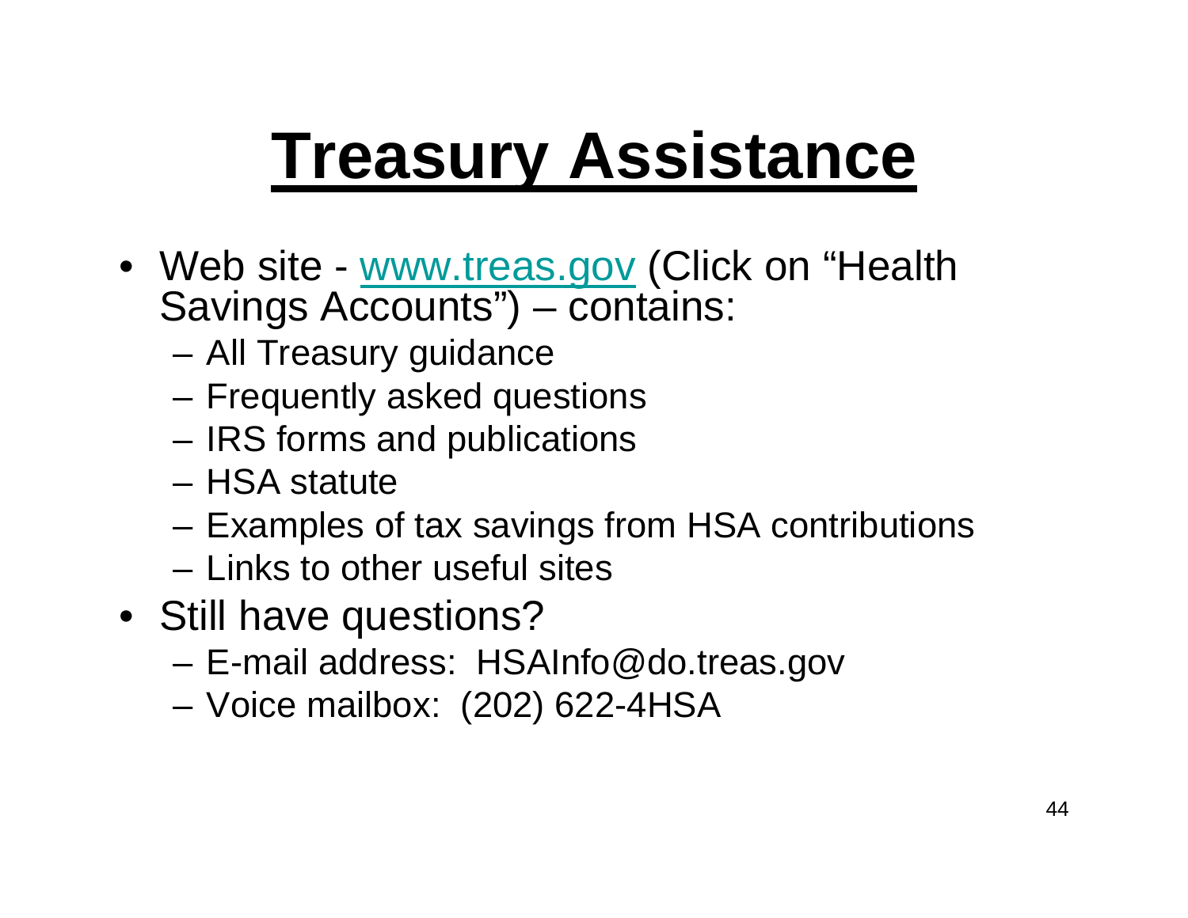# Treasury Assistance

- Web site - www.treas.gov (Click on “Health Savings Accounts”) – contains:
  - All Treasury guidance
  - Frequently asked questions
  - IRS forms and publications
  - HSA statute
  - Examples of tax savings from HSA contributions
  - Links to other useful sites
- Still have questions?
  - E-mail address: HSAInfo@do.treas.gov
  - Voice mailbox: (202) 622-4HSA